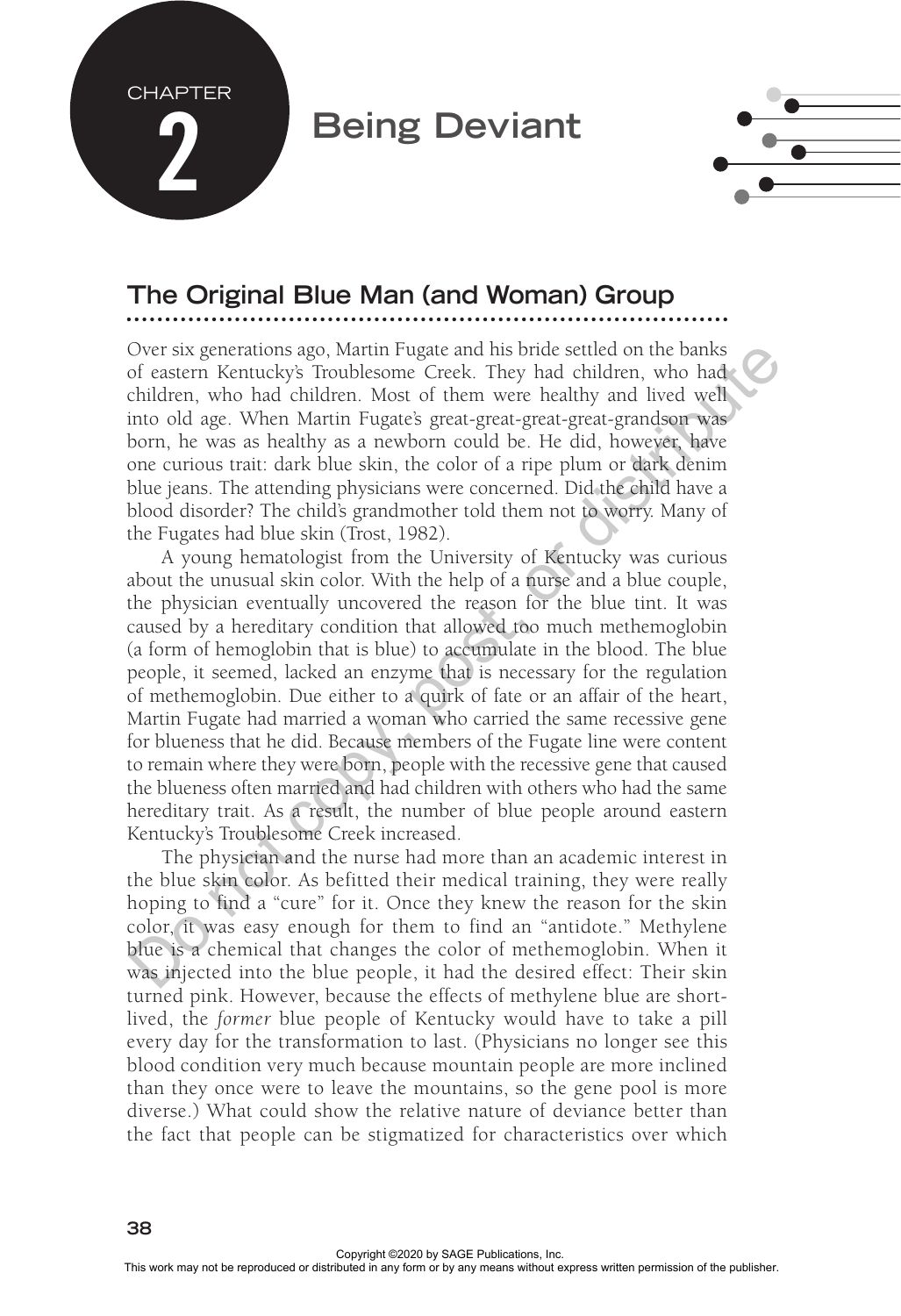# CHAPTER 2 Being Deviant

## The Original Blue Man (and Woman) Group

Over six generations ago, Martin Fugate and his bride settled on the banks of eastern Kentucky's Troublesome Creek. They had children, who had children, who had children. Most of them were healthy and lived well into old age. When Martin Fugate's great-great-great-great-grandson was born, he was as healthy as a newborn could be. He did, however, have one curious trait: dark blue skin, the color of a ripe plum or dark denim blue jeans. The attending physicians were concerned. Did the child have a blood disorder? The child's grandmother told them not to worry. Many of the Fugates had blue skin (Trost, 1982).

A young hematologist from the University of Kentucky was curious about the unusual skin color. With the help of a nurse and a blue couple, the physician eventually uncovered the reason for the blue tint. It was caused by a hereditary condition that allowed too much methemoglobin (a form of hemoglobin that is blue) to accumulate in the blood. The blue people, it seemed, lacked an enzyme that is necessary for the regulation of methemoglobin. Due either to a quirk of fate or an affair of the heart, Martin Fugate had married a woman who carried the same recessive gene for blueness that he did. Because members of the Fugate line were content to remain where they were born, people with the recessive gene that caused the blueness often married and had children with others who had the same hereditary trait. As a result, the number of blue people around eastern Kentucky's Troublesome Creek increased.

The physician and the nurse had more than an academic interest in the blue skin color. As befitted their medical training, they were really hoping to find a "cure" for it. Once they knew the reason for the skin color, it was easy enough for them to find an "antidote." Methylene blue is a chemical that changes the color of methemoglobin. When it was injected into the blue people, it had the desired effect: Their skin turned pink. However, because the effects of methylene blue are short-lived, the *former* blue people of Kentucky would have to take a pill every day for the transformation to last. (Physicians no longer see this blood condition very much because mountain people are more inclined than they once were to leave the mountains, so the gene pool is more diverse.) What could show the relative nature of deviance better than the fact that people can be stigmatized for characteristics over which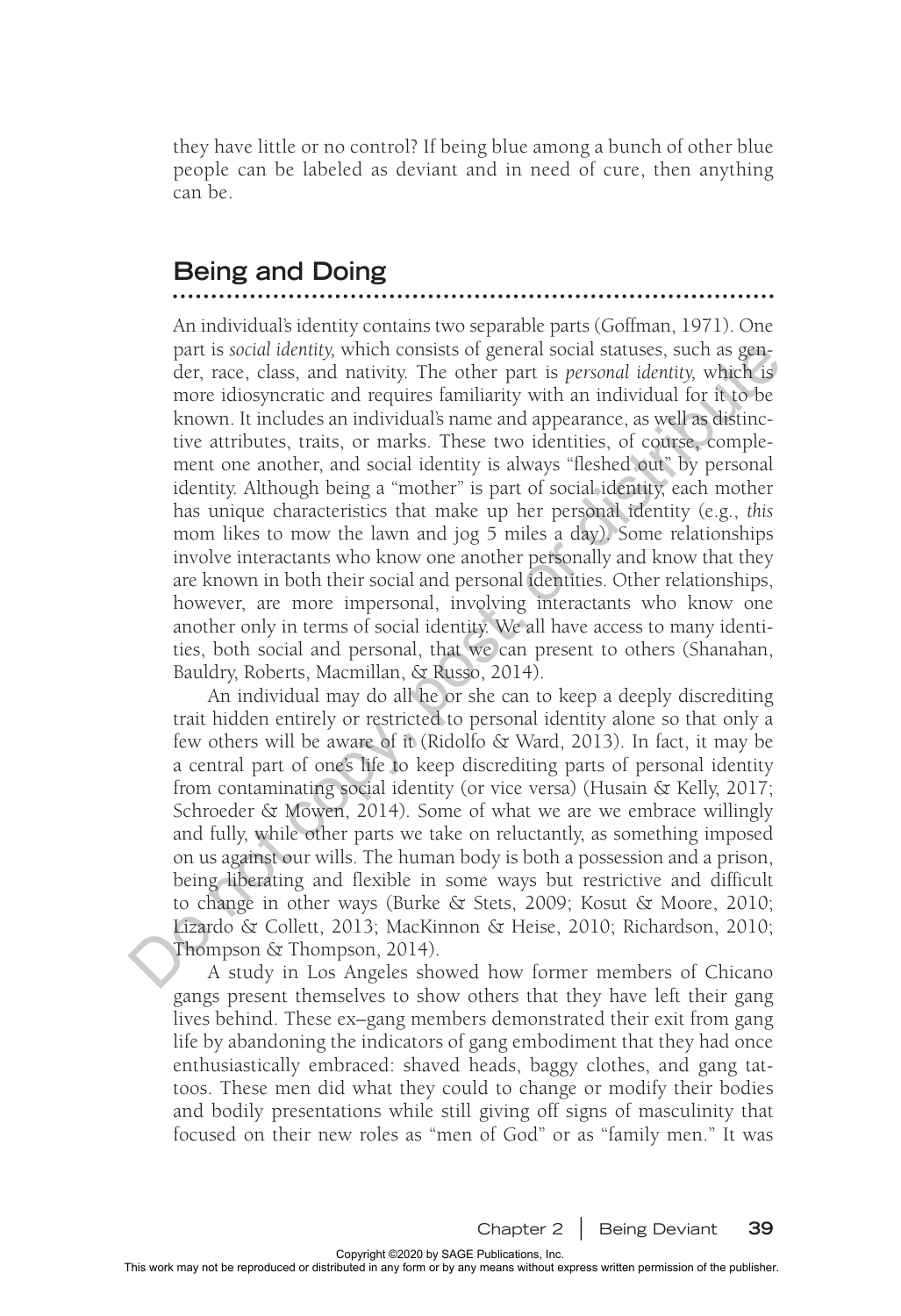they have little or no control? If being blue among a bunch of other blue people can be labeled as deviant and in need of cure, then anything can be.

## Being and Doing

An individual's identity contains two separable parts (Goffman, 1971). One part is *social identity,* which consists of general social statuses, such as gender, race, class, and nativity. The other part is *personal identity,* which is more idiosyncratic and requires familiarity with an individual for it to be known. It includes an individual's name and appearance, as well as distinctive attributes, traits, or marks. These two identities, of course, complement one another, and social identity is always "fleshed out" by personal identity. Although being a "mother" is part of social identity, each mother has unique characteristics that make up her personal identity (e.g., *this* mom likes to mow the lawn and jog 5 miles a day). Some relationships involve interactants who know one another personally and know that they are known in both their social and personal identities. Other relationships, however, are more impersonal, involving interactants who know one another only in terms of social identity. We all have access to many identities, both social and personal, that we can present to others (Shanahan, Bauldry, Roberts, Macmillan, & Russo, 2014).

An individual may do all he or she can to keep a deeply discrediting trait hidden entirely or restricted to personal identity alone so that only a few others will be aware of it (Ridolfo & Ward, 2013). In fact, it may be a central part of one's life to keep discrediting parts of personal identity from contaminating social identity (or vice versa) (Husain & Kelly, 2017; Schroeder & Mowen, 2014). Some of what we are we embrace willingly and fully, while other parts we take on reluctantly, as something imposed on us against our wills. The human body is both a possession and a prison, being liberating and flexible in some ways but restrictive and difficult to change in other ways (Burke & Stets, 2009; Kosut & Moore, 2010; Lizardo & Collett, 2013; MacKinnon & Heise, 2010; Richardson, 2010; Thompson & Thompson, 2014).

A study in Los Angeles showed how former members of Chicano gangs present themselves to show others that they have left their gang lives behind. These ex–gang members demonstrated their exit from gang life by abandoning the indicators of gang embodiment that they had once enthusiastically embraced: shaved heads, baggy clothes, and gang tattoos. These men did what they could to change or modify their bodies and bodily presentations while still giving off signs of masculinity that focused on their new roles as "men of God" or as "family men." It was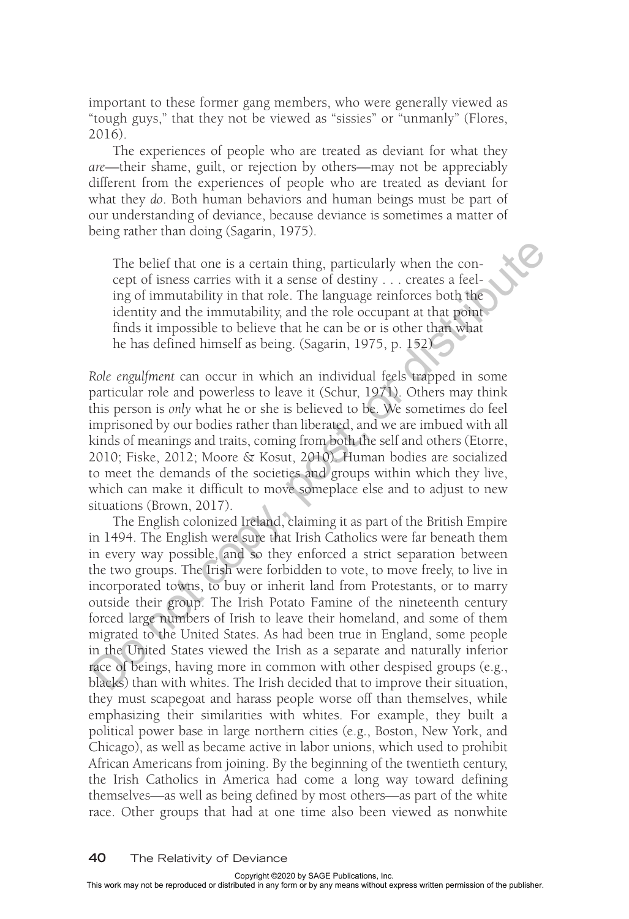important to these former gang members, who were generally viewed as "tough guys," that they not be viewed as "sissies" or "unmanly" (Flores, 2016).

The experiences of people who are treated as deviant for what they *are*—their shame, guilt, or rejection by others—may not be appreciably different from the experiences of people who are treated as deviant for what they *do*. Both human behaviors and human beings must be part of our understanding of deviance, because deviance is sometimes a matter of being rather than doing (Sagarin, 1975).

> The belief that one is a certain thing, particularly when the concept of isness carries with it a sense of destiny . . . creates a feeling of immutability in that role. The language reinforces both the identity and the immutability, and the role occupant at that point finds it impossible to believe that he can be or is other than what he has defined himself as being. (Sagarin, 1975, p. 152)

*Role engulfment* can occur in which an individual feels trapped in some particular role and powerless to leave it (Schur, 1971). Others may think this person is *only* what he or she is believed to be. We sometimes do feel imprisoned by our bodies rather than liberated, and we are imbued with all kinds of meanings and traits, coming from both the self and others (Etorre, 2010; Fiske, 2012; Moore & Kosut, 2010). Human bodies are socialized to meet the demands of the societies and groups within which they live, which can make it difficult to move someplace else and to adjust to new situations (Brown, 2017).

The English colonized Ireland, claiming it as part of the British Empire in 1494. The English were sure that Irish Catholics were far beneath them in every way possible, and so they enforced a strict separation between the two groups. The Irish were forbidden to vote, to move freely, to live in incorporated towns, to buy or inherit land from Protestants, or to marry outside their group. The Irish Potato Famine of the nineteenth century forced large numbers of Irish to leave their homeland, and some of them migrated to the United States. As had been true in England, some people in the United States viewed the Irish as a separate and naturally inferior race of beings, having more in common with other despised groups (e.g., blacks) than with whites. The Irish decided that to improve their situation, they must scapegoat and harass people worse off than themselves, while emphasizing their similarities with whites. For example, they built a political power base in large northern cities (e.g., Boston, New York, and Chicago), as well as became active in labor unions, which used to prohibit African Americans from joining. By the beginning of the twentieth century, the Irish Catholics in America had come a long way toward defining themselves—as well as being defined by most others—as part of the white race. Other groups that had at one time also been viewed as nonwhite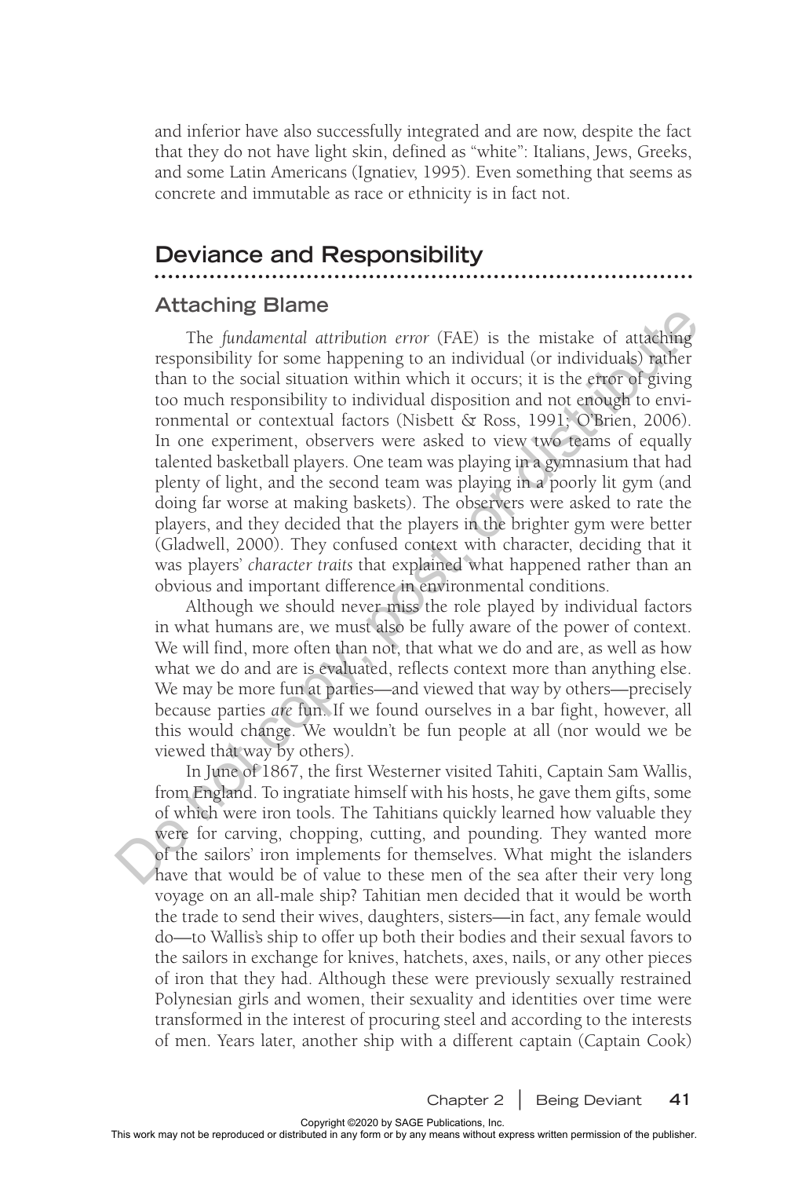and inferior have also successfully integrated and are now, despite the fact that they do not have light skin, defined as "white": Italians, Jews, Greeks, and some Latin Americans (Ignatiev, 1995). Even something that seems as concrete and immutable as race or ethnicity is in fact not.

## Deviance and Responsibility

### Attaching Blame

The *fundamental attribution error* (FAE) is the mistake of attaching responsibility for some happening to an individual (or individuals) rather than to the social situation within which it occurs; it is the error of giving too much responsibility to individual disposition and not enough to environmental or contextual factors (Nisbett & Ross, 1991; O'Brien, 2006). In one experiment, observers were asked to view two teams of equally talented basketball players. One team was playing in a gymnasium that had plenty of light, and the second team was playing in a poorly lit gym (and doing far worse at making baskets). The observers were asked to rate the players, and they decided that the players in the brighter gym were better (Gladwell, 2000). They confused context with character, deciding that it was players' *character traits* that explained what happened rather than an obvious and important difference in environmental conditions.

Although we should never miss the role played by individual factors in what humans are, we must also be fully aware of the power of context. We will find, more often than not, that what we do and are, as well as how what we do and are is evaluated, reflects context more than anything else. We may be more fun at parties—and viewed that way by others—precisely because parties *are* fun. If we found ourselves in a bar fight, however, all this would change. We wouldn't be fun people at all (nor would we be viewed that way by others).

In June of 1867, the first Westerner visited Tahiti, Captain Sam Wallis, from England. To ingratiate himself with his hosts, he gave them gifts, some of which were iron tools. The Tahitians quickly learned how valuable they were for carving, chopping, cutting, and pounding. They wanted more of the sailors' iron implements for themselves. What might the islanders have that would be of value to these men of the sea after their very long voyage on an all-male ship? Tahitian men decided that it would be worth the trade to send their wives, daughters, sisters—in fact, any female would do—to Wallis's ship to offer up both their bodies and their sexual favors to the sailors in exchange for knives, hatchets, axes, nails, or any other pieces of iron that they had. Although these were previously sexually restrained Polynesian girls and women, their sexuality and identities over time were transformed in the interest of procuring steel and according to the interests of men. Years later, another ship with a different captain (Captain Cook)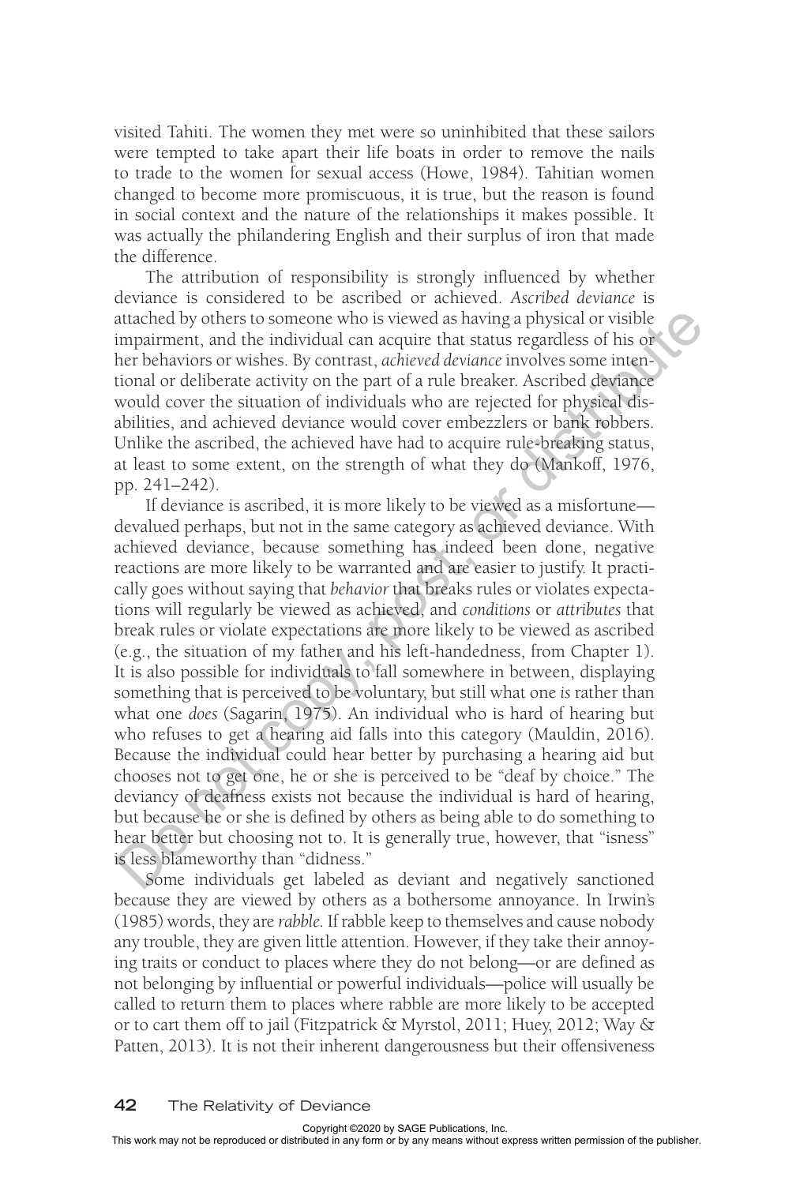visited Tahiti. The women they met were so uninhibited that these sailors were tempted to take apart their life boats in order to remove the nails to trade to the women for sexual access (Howe, 1984). Tahitian women changed to become more promiscuous, it is true, but the reason is found in social context and the nature of the relationships it makes possible. It was actually the philandering English and their surplus of iron that made the difference.

The attribution of responsibility is strongly influenced by whether deviance is considered to be ascribed or achieved. *Ascribed deviance* is attached by others to someone who is viewed as having a physical or visible impairment, and the individual can acquire that status regardless of his or her behaviors or wishes. By contrast, *achieved deviance* involves some intentional or deliberate activity on the part of a rule breaker. Ascribed deviance would cover the situation of individuals who are rejected for physical disabilities, and achieved deviance would cover embezzlers or bank robbers. Unlike the ascribed, the achieved have had to acquire rule-breaking status, at least to some extent, on the strength of what they do (Mankoff, 1976, pp. 241–242).

If deviance is ascribed, it is more likely to be viewed as a misfortune—devalued perhaps, but not in the same category as achieved deviance. With achieved deviance, because something has indeed been done, negative reactions are more likely to be warranted and are easier to justify. It practically goes without saying that *behavior* that breaks rules or violates expectations will regularly be viewed as achieved, and *conditions* or *attributes* that break rules or violate expectations are more likely to be viewed as ascribed (e.g., the situation of my father and his left-handedness, from Chapter 1). It is also possible for individuals to fall somewhere in between, displaying something that is perceived to be voluntary, but still what one *is* rather than what one *does* (Sagarin, 1975). An individual who is hard of hearing but who refuses to get a hearing aid falls into this category (Mauldin, 2016). Because the individual could hear better by purchasing a hearing aid but chooses not to get one, he or she is perceived to be "deaf by choice." The deviancy of deafness exists not because the individual is hard of hearing, but because he or she is defined by others as being able to do something to hear better but choosing not to. It is generally true, however, that "isness" is less blameworthy than "didness."

Some individuals get labeled as deviant and negatively sanctioned because they are viewed by others as a bothersome annoyance. In Irwin's (1985) words, they are *rabble*. If rabble keep to themselves and cause nobody any trouble, they are given little attention. However, if they take their annoying traits or conduct to places where they do not belong—or are defined as not belonging by influential or powerful individuals—police will usually be called to return them to places where rabble are more likely to be accepted or to cart them off to jail (Fitzpatrick & Myrstol, 2011; Huey, 2012; Way & Patten, 2013). It is not their inherent dangerousness but their offensiveness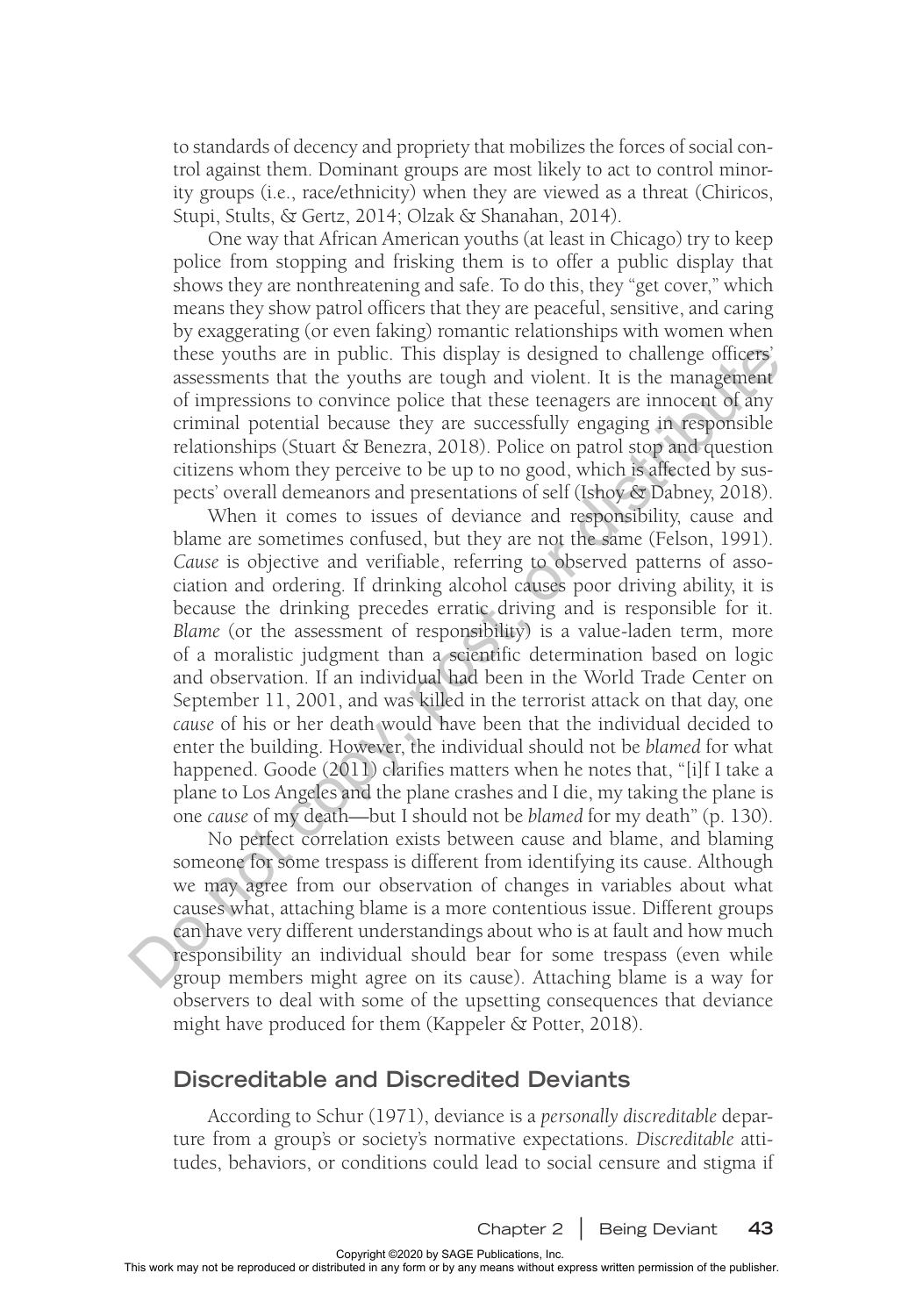to standards of decency and propriety that mobilizes the forces of social control against them. Dominant groups are most likely to act to control minority groups (i.e., race/ethnicity) when they are viewed as a threat (Chiricos, Stupi, Stults, & Gertz, 2014; Olzak & Shanahan, 2014).

One way that African American youths (at least in Chicago) try to keep police from stopping and frisking them is to offer a public display that shows they are nonthreatening and safe. To do this, they "get cover," which means they show patrol officers that they are peaceful, sensitive, and caring by exaggerating (or even faking) romantic relationships with women when these youths are in public. This display is designed to challenge officers' assessments that the youths are tough and violent. It is the management of impressions to convince police that these teenagers are innocent of any criminal potential because they are successfully engaging in responsible relationships (Stuart & Benezra, 2018). Police on patrol stop and question citizens whom they perceive to be up to no good, which is affected by suspects' overall demeanors and presentations of self (Ishoy & Dabney, 2018).

When it comes to issues of deviance and responsibility, cause and blame are sometimes confused, but they are not the same (Felson, 1991). *Cause* is objective and verifiable, referring to observed patterns of association and ordering. If drinking alcohol causes poor driving ability, it is because the drinking precedes erratic driving and is responsible for it. *Blame* (or the assessment of responsibility) is a value-laden term, more of a moralistic judgment than a scientific determination based on logic and observation. If an individual had been in the World Trade Center on September 11, 2001, and was killed in the terrorist attack on that day, one *cause* of his or her death would have been that the individual decided to enter the building. However, the individual should not be *blamed* for what happened. Goode (2011) clarifies matters when he notes that, "[i]f I take a plane to Los Angeles and the plane crashes and I die, my taking the plane is one *cause* of my death—but I should not be *blamed* for my death" (p. 130).

No perfect correlation exists between cause and blame, and blaming someone for some trespass is different from identifying its cause. Although we may agree from our observation of changes in variables about what causes what, attaching blame is a more contentious issue. Different groups can have very different understandings about who is at fault and how much responsibility an individual should bear for some trespass (even while group members might agree on its cause). Attaching blame is a way for observers to deal with some of the upsetting consequences that deviance might have produced for them (Kappeler & Potter, 2018).

## Discreditable and Discredited Deviants

According to Schur (1971), deviance is a *personally discreditable* departure from a group's or society's normative expectations. *Discreditable* attitudes, behaviors, or conditions could lead to social censure and stigma if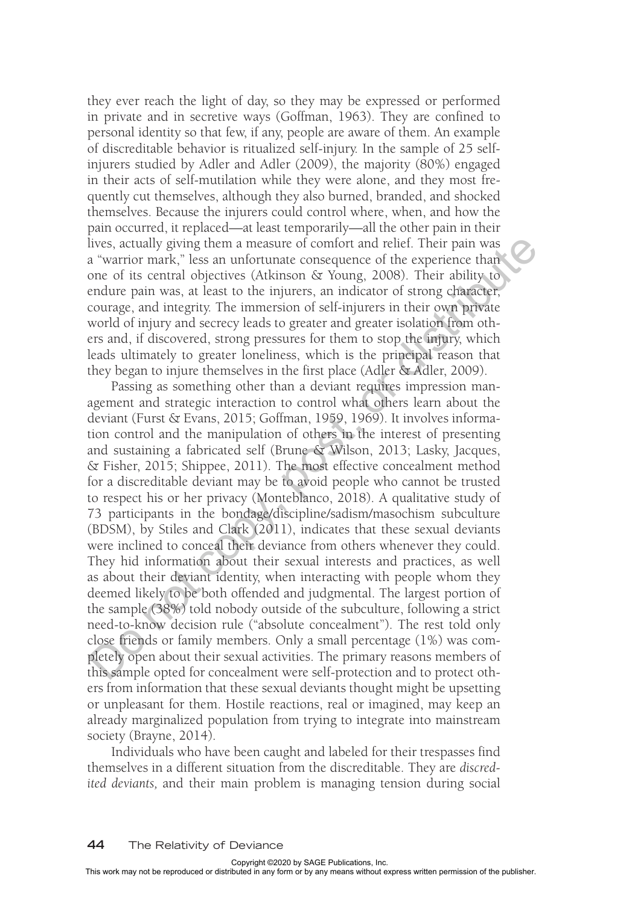they ever reach the light of day, so they may be expressed or performed in private and in secretive ways (Goffman, 1963). They are confined to personal identity so that few, if any, people are aware of them. An example of discreditable behavior is ritualized self-injury. In the sample of 25 self-injurers studied by Adler and Adler (2009), the majority (80%) engaged in their acts of self-mutilation while they were alone, and they most frequently cut themselves, although they also burned, branded, and shocked themselves. Because the injurers could control where, when, and how the pain occurred, it replaced—at least temporarily—all the other pain in their lives, actually giving them a measure of comfort and relief. Their pain was a "warrior mark," less an unfortunate consequence of the experience than one of its central objectives (Atkinson & Young, 2008). Their ability to endure pain was, at least to the injurers, an indicator of strong character, courage, and integrity. The immersion of self-injurers in their own private world of injury and secrecy leads to greater and greater isolation from others and, if discovered, strong pressures for them to stop the injury, which leads ultimately to greater loneliness, which is the principal reason that they began to injure themselves in the first place (Adler & Adler, 2009).

Passing as something other than a deviant requires impression management and strategic interaction to control what others learn about the deviant (Furst & Evans, 2015; Goffman, 1959, 1969). It involves information control and the manipulation of others in the interest of presenting and sustaining a fabricated self (Brune & Wilson, 2013; Lasky, Jacques, & Fisher, 2015; Shippee, 2011). The most effective concealment method for a discreditable deviant may be to avoid people who cannot be trusted to respect his or her privacy (Monteblanco, 2018). A qualitative study of 73 participants in the bondage/discipline/sadism/masochism subculture (BDSM), by Stiles and Clark (2011), indicates that these sexual deviants were inclined to conceal their deviance from others whenever they could. They hid information about their sexual interests and practices, as well as about their deviant identity, when interacting with people whom they deemed likely to be both offended and judgmental. The largest portion of the sample (38%) told nobody outside of the subculture, following a strict need-to-know decision rule ("absolute concealment"). The rest told only close friends or family members. Only a small percentage (1%) was completely open about their sexual activities. The primary reasons members of this sample opted for concealment were self-protection and to protect others from information that these sexual deviants thought might be upsetting or unpleasant for them. Hostile reactions, real or imagined, may keep an already marginalized population from trying to integrate into mainstream society (Brayne, 2014).

Individuals who have been caught and labeled for their trespasses find themselves in a different situation from the discreditable. They are *discredited deviants,* and their main problem is managing tension during social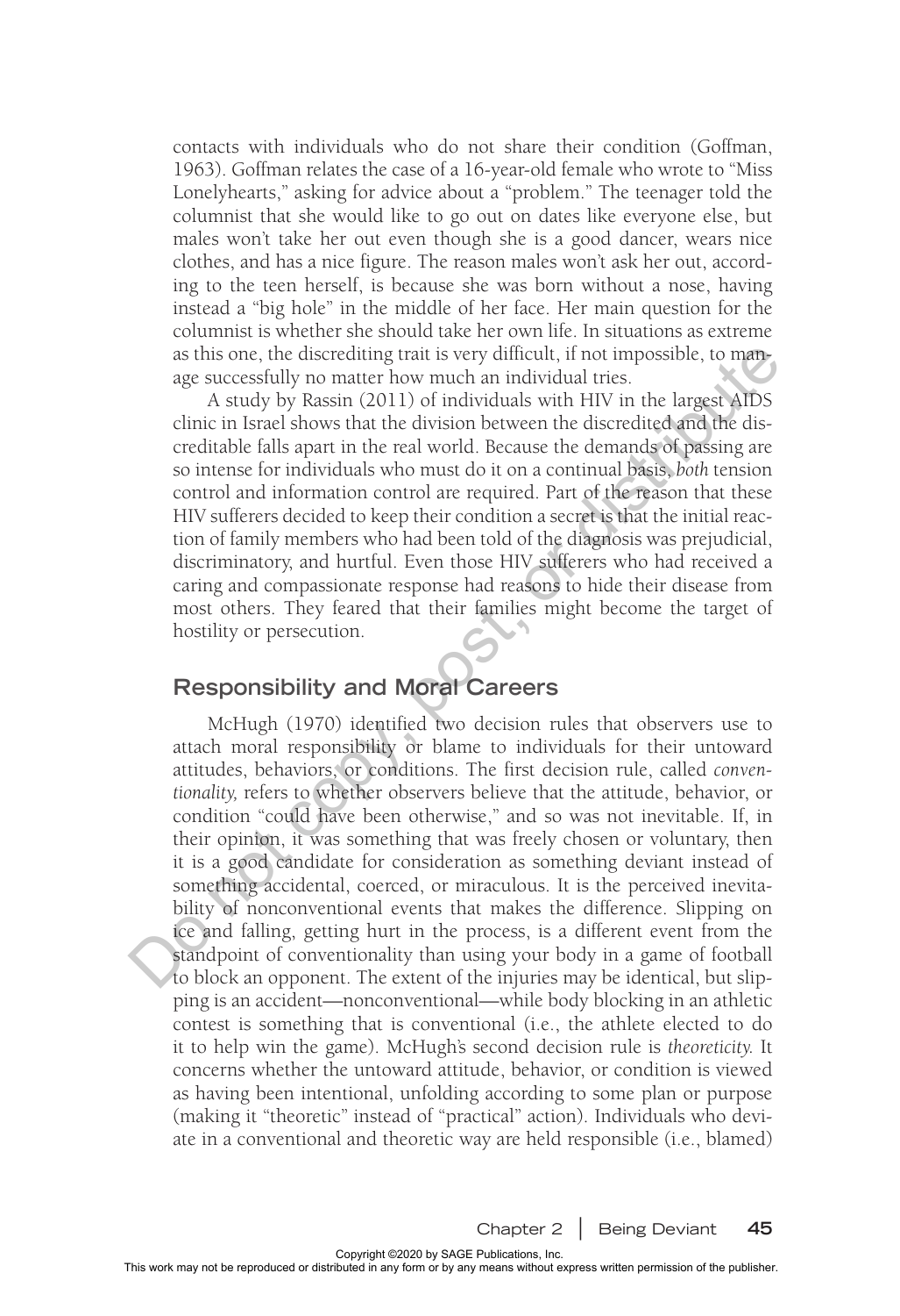contacts with individuals who do not share their condition (Goffman, 1963). Goffman relates the case of a 16-year-old female who wrote to "Miss Lonelyhearts," asking for advice about a "problem." The teenager told the columnist that she would like to go out on dates like everyone else, but males won't take her out even though she is a good dancer, wears nice clothes, and has a nice figure. The reason males won't ask her out, according to the teen herself, is because she was born without a nose, having instead a "big hole" in the middle of her face. Her main question for the columnist is whether she should take her own life. In situations as extreme as this one, the discrediting trait is very difficult, if not impossible, to manage successfully no matter how much an individual tries.

A study by Rassin (2011) of individuals with HIV in the largest AIDS clinic in Israel shows that the division between the discredited and the discreditable falls apart in the real world. Because the demands of passing are so intense for individuals who must do it on a continual basis, *both* tension control and information control are required. Part of the reason that these HIV sufferers decided to keep their condition a secret is that the initial reaction of family members who had been told of the diagnosis was prejudicial, discriminatory, and hurtful. Even those HIV sufferers who had received a caring and compassionate response had reasons to hide their disease from most others. They feared that their families might become the target of hostility or persecution.

## Responsibility and Moral Careers

McHugh (1970) identified two decision rules that observers use to attach moral responsibility or blame to individuals for their untoward attitudes, behaviors, or conditions. The first decision rule, called *conventionality,* refers to whether observers believe that the attitude, behavior, or condition "could have been otherwise," and so was not inevitable. If, in their opinion, it was something that was freely chosen or voluntary, then it is a good candidate for consideration as something deviant instead of something accidental, coerced, or miraculous. It is the perceived inevitability of nonconventional events that makes the difference. Slipping on ice and falling, getting hurt in the process, is a different event from the standpoint of conventionality than using your body in a game of football to block an opponent. The extent of the injuries may be identical, but slipping is an accident—nonconventional—while body blocking in an athletic contest is something that is conventional (i.e., the athlete elected to do it to help win the game). McHugh's second decision rule is *theoreticity.* It concerns whether the untoward attitude, behavior, or condition is viewed as having been intentional, unfolding according to some plan or purpose (making it "theoretic" instead of "practical" action). Individuals who deviate in a conventional and theoretic way are held responsible (i.e., blamed)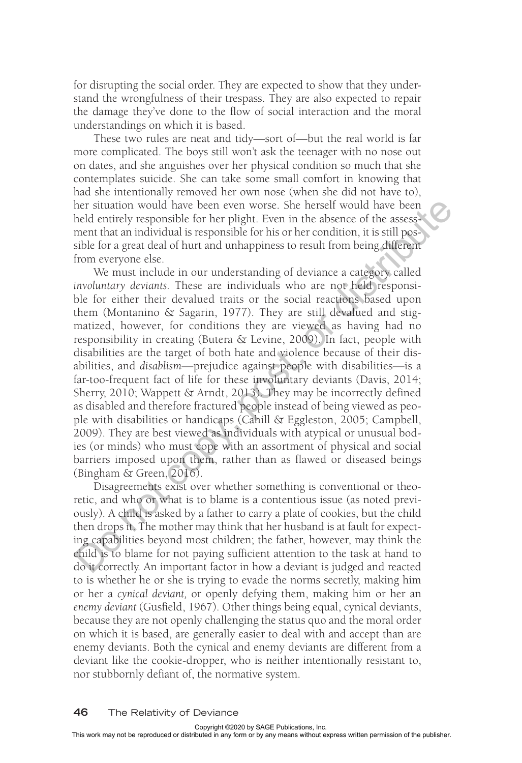for disrupting the social order. They are expected to show that they understand the wrongfulness of their trespass. They are also expected to repair the damage they've done to the flow of social interaction and the moral understandings on which it is based.

These two rules are neat and tidy—sort of—but the real world is far more complicated. The boys still won't ask the teenager with no nose out on dates, and she anguishes over her physical condition so much that she contemplates suicide. She can take some small comfort in knowing that had she intentionally removed her own nose (when she did not have to), her situation would have been even worse. She herself would have been held entirely responsible for her plight. Even in the absence of the assessment that an individual is responsible for his or her condition, it is still possible for a great deal of hurt and unhappiness to result from being different from everyone else.

We must include in our understanding of deviance a category called *involuntary deviants.* These are individuals who are not held responsible for either their devalued traits or the social reactions based upon them (Montanino & Sagarin, 1977). They are still devalued and stigmatized, however, for conditions they are viewed as having had no responsibility in creating (Butera & Levine, 2009). In fact, people with disabilities are the target of both hate and violence because of their disabilities, and *disablism*—prejudice against people with disabilities—is a far-too-frequent fact of life for these involuntary deviants (Davis, 2014; Sherry, 2010; Wappett & Arndt, 2013). They may be incorrectly defined as disabled and therefore fractured people instead of being viewed as people with disabilities or handicaps (Cahill & Eggleston, 2005; Campbell, 2009). They are best viewed as individuals with atypical or unusual bodies (or minds) who must cope with an assortment of physical and social barriers imposed upon them, rather than as flawed or diseased beings (Bingham & Green, 2016).

Disagreements exist over whether something is conventional or theoretic, and who or what is to blame is a contentious issue (as noted previously). A child is asked by a father to carry a plate of cookies, but the child then drops it. The mother may think that her husband is at fault for expecting capabilities beyond most children; the father, however, may think the child is to blame for not paying sufficient attention to the task at hand to do it correctly. An important factor in how a deviant is judged and reacted to is whether he or she is trying to evade the norms secretly, making him or her a *cynical deviant,* or openly defying them, making him or her an *enemy deviant* (Gusfield, 1967). Other things being equal, cynical deviants, because they are not openly challenging the status quo and the moral order on which it is based, are generally easier to deal with and accept than are enemy deviants. Both the cynical and enemy deviants are different from a deviant like the cookie-dropper, who is neither intentionally resistant to, nor stubbornly defiant of, the normative system.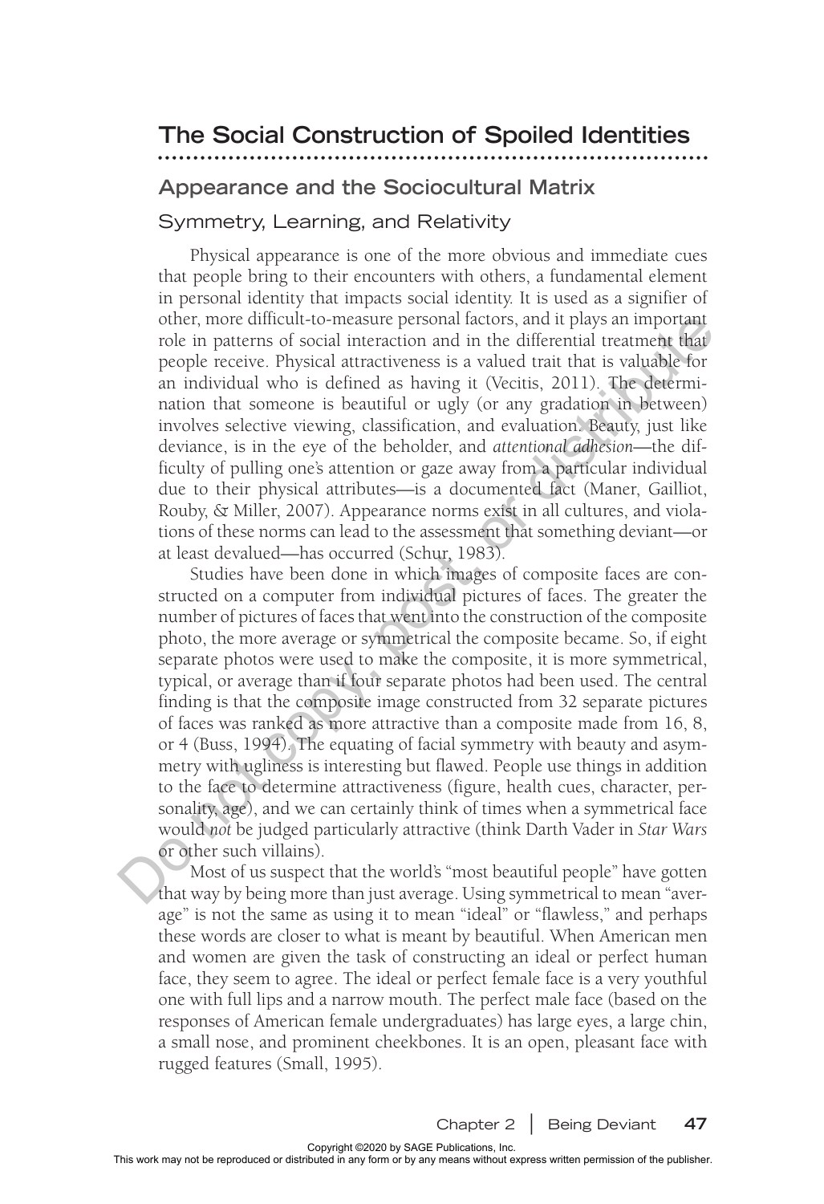## The Social Construction of Spoiled Identities

### Appearance and the Sociocultural Matrix

#### Symmetry, Learning, and Relativity

Physical appearance is one of the more obvious and immediate cues that people bring to their encounters with others, a fundamental element in personal identity that impacts social identity. It is used as a signifier of other, more difficult-to-measure personal factors, and it plays an important role in patterns of social interaction and in the differential treatment that people receive. Physical attractiveness is a valued trait that is valuable for an individual who is defined as having it (Vecitis, 2011). The determination that someone is beautiful or ugly (or any gradation in between) involves selective viewing, classification, and evaluation. Beauty, just like deviance, is in the eye of the beholder, and *attentional adhesion*—the difficulty of pulling one's attention or gaze away from a particular individual due to their physical attributes—is a documented fact (Maner, Gailliot, Rouby, & Miller, 2007). Appearance norms exist in all cultures, and violations of these norms can lead to the assessment that something deviant—or at least devalued—has occurred (Schur, 1983).

Studies have been done in which images of composite faces are constructed on a computer from individual pictures of faces. The greater the number of pictures of faces that went into the construction of the composite photo, the more average or symmetrical the composite became. So, if eight separate photos were used to make the composite, it is more symmetrical, typical, or average than if four separate photos had been used. The central finding is that the composite image constructed from 32 separate pictures of faces was ranked as more attractive than a composite made from 16, 8, or 4 (Buss, 1994). The equating of facial symmetry with beauty and asymmetry with ugliness is interesting but flawed. People use things in addition to the face to determine attractiveness (figure, health cues, character, personality, age), and we can certainly think of times when a symmetrical face would *not* be judged particularly attractive (think Darth Vader in *Star Wars* or other such villains).

Most of us suspect that the world's "most beautiful people" have gotten that way by being more than just average. Using symmetrical to mean "average" is not the same as using it to mean "ideal" or "flawless," and perhaps these words are closer to what is meant by beautiful. When American men and women are given the task of constructing an ideal or perfect human face, they seem to agree. The ideal or perfect female face is a very youthful one with full lips and a narrow mouth. The perfect male face (based on the responses of American female undergraduates) has large eyes, a large chin, a small nose, and prominent cheekbones. It is an open, pleasant face with rugged features (Small, 1995).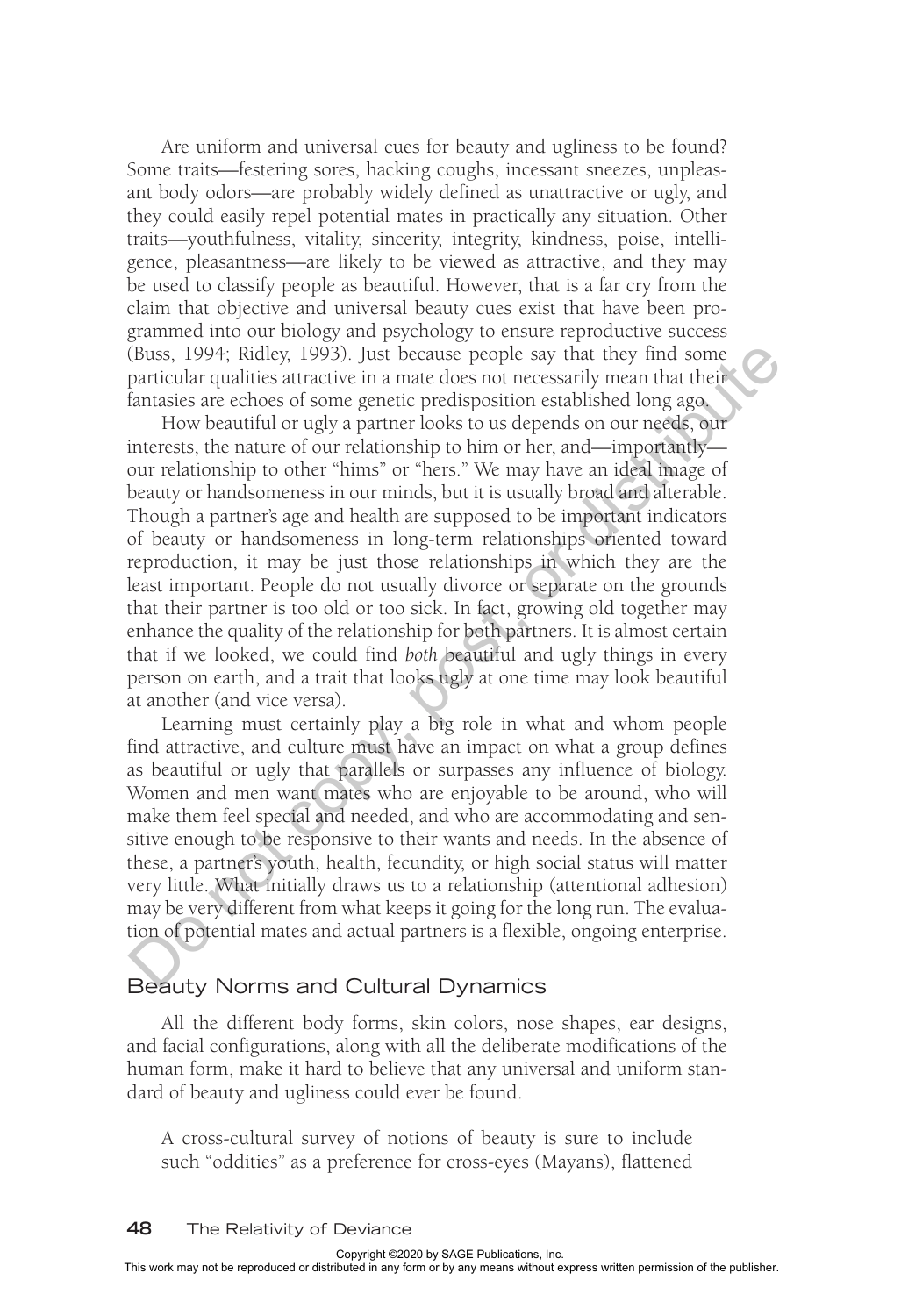Are uniform and universal cues for beauty and ugliness to be found? Some traits—festering sores, hacking coughs, incessant sneezes, unpleasant body odors—are probably widely defined as unattractive or ugly, and they could easily repel potential mates in practically any situation. Other traits—youthfulness, vitality, sincerity, integrity, kindness, poise, intelligence, pleasantness—are likely to be viewed as attractive, and they may be used to classify people as beautiful. However, that is a far cry from the claim that objective and universal beauty cues exist that have been programmed into our biology and psychology to ensure reproductive success (Buss, 1994; Ridley, 1993). Just because people say that they find some particular qualities attractive in a mate does not necessarily mean that their fantasies are echoes of some genetic predisposition established long ago.

How beautiful or ugly a partner looks to us depends on our needs, our interests, the nature of our relationship to him or her, and—importantly—our relationship to other "hims" or "hers." We may have an ideal image of beauty or handsomeness in our minds, but it is usually broad and alterable. Though a partner's age and health are supposed to be important indicators of beauty or handsomeness in long-term relationships oriented toward reproduction, it may be just those relationships in which they are the least important. People do not usually divorce or separate on the grounds that their partner is too old or too sick. In fact, growing old together may enhance the quality of the relationship for both partners. It is almost certain that if we looked, we could find *both* beautiful and ugly things in every person on earth, and a trait that looks ugly at one time may look beautiful at another (and vice versa).

Learning must certainly play a big role in what and whom people find attractive, and culture must have an impact on what a group defines as beautiful or ugly that parallels or surpasses any influence of biology. Women and men want mates who are enjoyable to be around, who will make them feel special and needed, and who are accommodating and sensitive enough to be responsive to their wants and needs. In the absence of these, a partner's youth, health, fecundity, or high social status will matter very little. What initially draws us to a relationship (attentional adhesion) may be very different from what keeps it going for the long run. The evaluation of potential mates and actual partners is a flexible, ongoing enterprise.

## Beauty Norms and Cultural Dynamics

All the different body forms, skin colors, nose shapes, ear designs, and facial configurations, along with all the deliberate modifications of the human form, make it hard to believe that any universal and uniform standard of beauty and ugliness could ever be found.

> A cross-cultural survey of notions of beauty is sure to include such "oddities" as a preference for cross-eyes (Mayans), flattened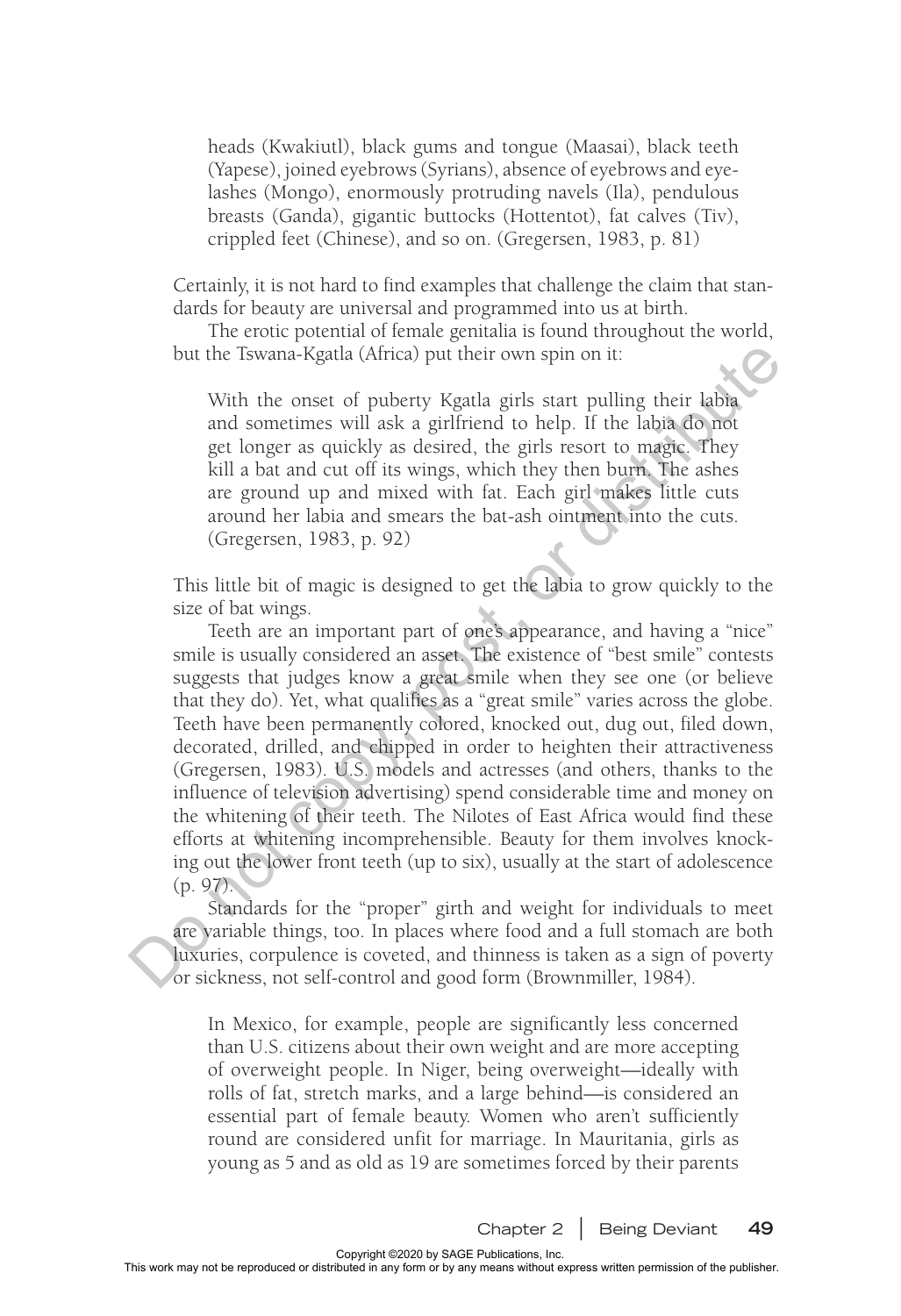> heads (Kwakiutl), black gums and tongue (Maasai), black teeth (Yapese), joined eyebrows (Syrians), absence of eyebrows and eyelashes (Mongo), enormously protruding navels (Ila), pendulous breasts (Ganda), gigantic buttocks (Hottentot), fat calves (Tiv), crippled feet (Chinese), and so on. (Gregersen, 1983, p. 81)

Certainly, it is not hard to find examples that challenge the claim that standards for beauty are universal and programmed into us at birth.

The erotic potential of female genitalia is found throughout the world, but the Tswana-Kgatla (Africa) put their own spin on it:

> With the onset of puberty Kgatla girls start pulling their labia and sometimes will ask a girlfriend to help. If the labia do not get longer as quickly as desired, the girls resort to magic. They kill a bat and cut off its wings, which they then burn. The ashes are ground up and mixed with fat. Each girl makes little cuts around her labia and smears the bat-ash ointment into the cuts. (Gregersen, 1983, p. 92)

This little bit of magic is designed to get the labia to grow quickly to the size of bat wings.

Teeth are an important part of one's appearance, and having a "nice" smile is usually considered an asset. The existence of "best smile" contests suggests that judges know a great smile when they see one (or believe that they do). Yet, what qualifies as a "great smile" varies across the globe. Teeth have been permanently colored, knocked out, dug out, filed down, decorated, drilled, and chipped in order to heighten their attractiveness (Gregersen, 1983). U.S. models and actresses (and others, thanks to the influence of television advertising) spend considerable time and money on the whitening of their teeth. The Nilotes of East Africa would find these efforts at whitening incomprehensible. Beauty for them involves knocking out the lower front teeth (up to six), usually at the start of adolescence (p. 97).

Standards for the "proper" girth and weight for individuals to meet are variable things, too. In places where food and a full stomach are both luxuries, corpulence is coveted, and thinness is taken as a sign of poverty or sickness, not self-control and good form (Brownmiller, 1984).

> In Mexico, for example, people are significantly less concerned than U.S. citizens about their own weight and are more accepting of overweight people. In Niger, being overweight—ideally with rolls of fat, stretch marks, and a large behind—is considered an essential part of female beauty. Women who aren't sufficiently round are considered unfit for marriage. In Mauritania, girls as young as 5 and as old as 19 are sometimes forced by their parents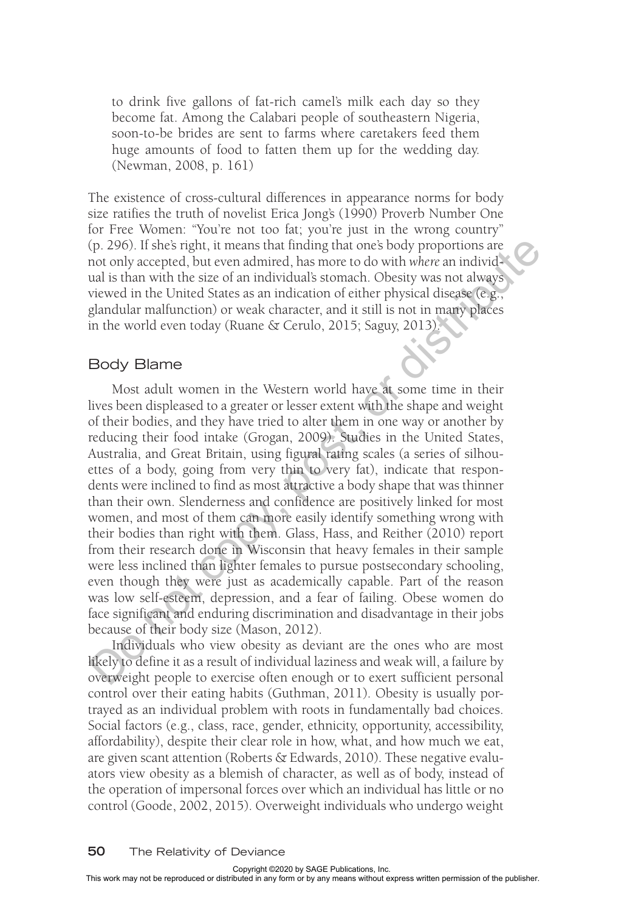to drink five gallons of fat-rich camel's milk each day so they become fat. Among the Calabari people of southeastern Nigeria, soon-to-be brides are sent to farms where caretakers feed them huge amounts of food to fatten them up for the wedding day. (Newman, 2008, p. 161)

The existence of cross-cultural differences in appearance norms for body size ratifies the truth of novelist Erica Jong's (1990) Proverb Number One for Free Women: "You're not too fat; you're just in the wrong country" (p. 296). If she's right, it means that finding that one's body proportions are not only accepted, but even admired, has more to do with *where* an individual is than with the size of an individual's stomach. Obesity was not always viewed in the United States as an indication of either physical disease (e.g., glandular malfunction) or weak character, and it still is not in many places in the world even today (Ruane & Cerulo, 2015; Saguy, 2013).

## Body Blame

Most adult women in the Western world have at some time in their lives been displeased to a greater or lesser extent with the shape and weight of their bodies, and they have tried to alter them in one way or another by reducing their food intake (Grogan, 2009). Studies in the United States, Australia, and Great Britain, using figural rating scales (a series of silhouettes of a body, going from very thin to very fat), indicate that respondents were inclined to find as most attractive a body shape that was thinner than their own. Slenderness and confidence are positively linked for most women, and most of them can more easily identify something wrong with their bodies than right with them. Glass, Hass, and Reither (2010) report from their research done in Wisconsin that heavy females in their sample were less inclined than lighter females to pursue postsecondary schooling, even though they were just as academically capable. Part of the reason was low self-esteem, depression, and a fear of failing. Obese women do face significant and enduring discrimination and disadvantage in their jobs because of their body size (Mason, 2012).

Individuals who view obesity as deviant are the ones who are most likely to define it as a result of individual laziness and weak will, a failure by overweight people to exercise often enough or to exert sufficient personal control over their eating habits (Guthman, 2011). Obesity is usually portrayed as an individual problem with roots in fundamentally bad choices. Social factors (e.g., class, race, gender, ethnicity, opportunity, accessibility, affordability), despite their clear role in how, what, and how much we eat, are given scant attention (Roberts & Edwards, 2010). These negative evaluators view obesity as a blemish of character, as well as of body, instead of the operation of impersonal forces over which an individual has little or no control (Goode, 2002, 2015). Overweight individuals who undergo weight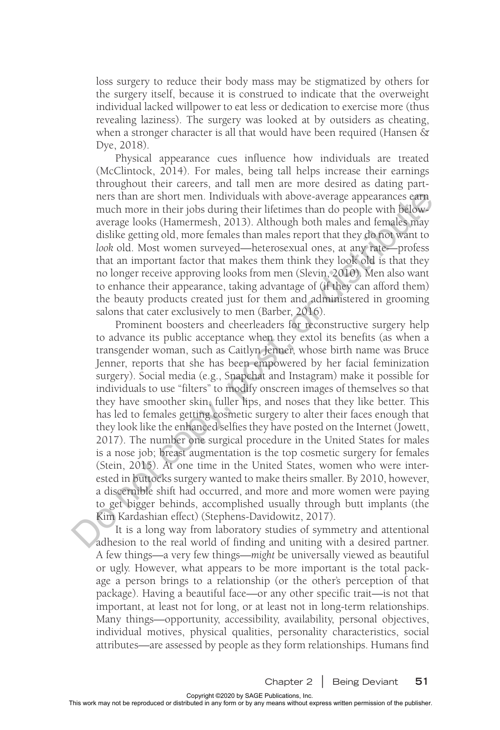loss surgery to reduce their body mass may be stigmatized by others for the surgery itself, because it is construed to indicate that the overweight individual lacked willpower to eat less or dedication to exercise more (thus revealing laziness). The surgery was looked at by outsiders as cheating, when a stronger character is all that would have been required (Hansen & Dye, 2018).

Physical appearance cues influence how individuals are treated (McClintock, 2014). For males, being tall helps increase their earnings throughout their careers, and tall men are more desired as dating partners than are short men. Individuals with above-average appearances earn much more in their jobs during their lifetimes than do people with below-average looks (Hamermesh, 2013). Although both males and females may dislike getting old, more females than males report that they do not want to *look* old. Most women surveyed—heterosexual ones, at any rate—profess that an important factor that makes them think they look old is that they no longer receive approving looks from men (Slevin, 2010). Men also want to enhance their appearance, taking advantage of (if they can afford them) the beauty products created just for them and administered in grooming salons that cater exclusively to men (Barber, 2016).

Prominent boosters and cheerleaders for reconstructive surgery help to advance its public acceptance when they extol its benefits (as when a transgender woman, such as Caitlyn Jenner, whose birth name was Bruce Jenner, reports that she has been empowered by her facial feminization surgery). Social media (e.g., Snapchat and Instagram) make it possible for individuals to use "filters" to modify onscreen images of themselves so that they have smoother skin, fuller lips, and noses that they like better. This has led to females getting cosmetic surgery to alter their faces enough that they look like the enhanced selfies they have posted on the Internet (Jowett, 2017). The number one surgical procedure in the United States for males is a nose job; breast augmentation is the top cosmetic surgery for females (Stein, 2015). At one time in the United States, women who were interested in buttocks surgery wanted to make theirs smaller. By 2010, however, a discernible shift had occurred, and more and more women were paying to get bigger behinds, accomplished usually through butt implants (the Kim Kardashian effect) (Stephens-Davidowitz, 2017).

It is a long way from laboratory studies of symmetry and attentional adhesion to the real world of finding and uniting with a desired partner. A few things—a very few things—*might* be universally viewed as beautiful or ugly. However, what appears to be more important is the total package a person brings to a relationship (or the other's perception of that package). Having a beautiful face—or any other specific trait—is not that important, at least not for long, or at least not in long-term relationships. Many things—opportunity, accessibility, availability, personal objectives, individual motives, physical qualities, personality characteristics, social attributes—are assessed by people as they form relationships. Humans find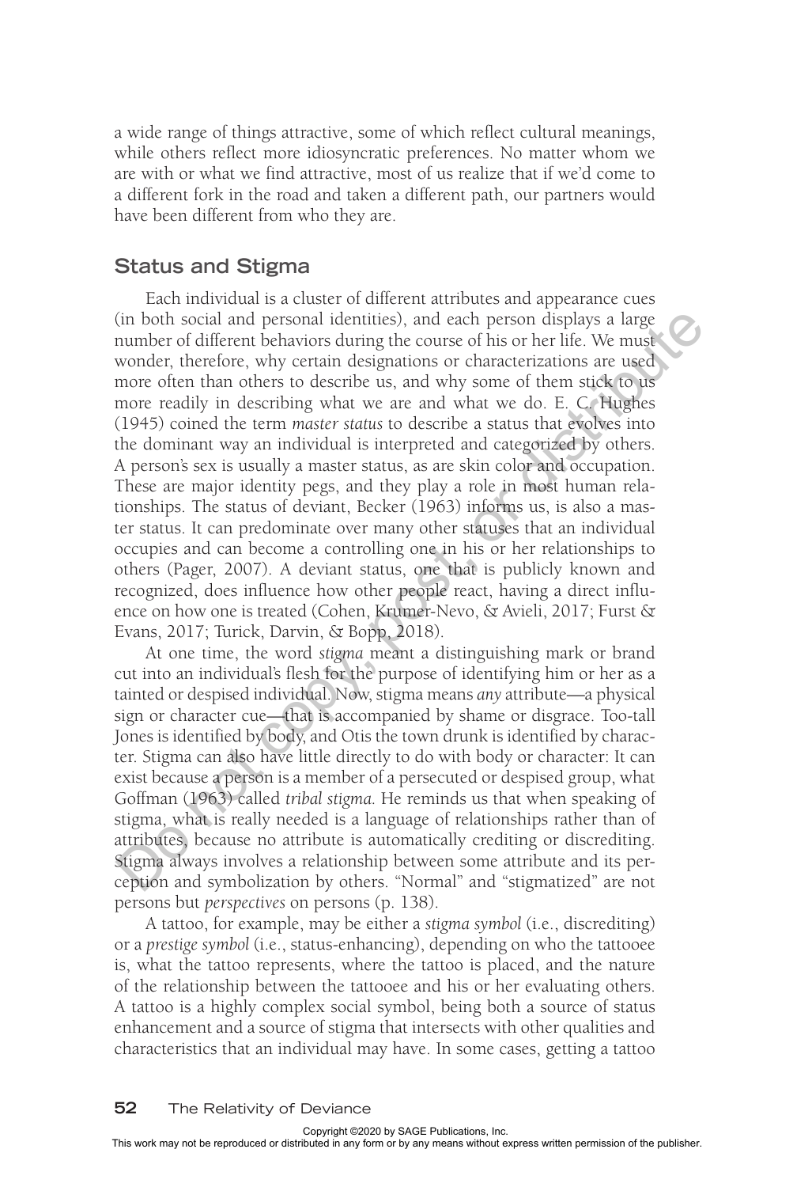a wide range of things attractive, some of which reflect cultural meanings, while others reflect more idiosyncratic preferences. No matter whom we are with or what we find attractive, most of us realize that if we'd come to a different fork in the road and taken a different path, our partners would have been different from who they are.

## Status and Stigma

Each individual is a cluster of different attributes and appearance cues (in both social and personal identities), and each person displays a large number of different behaviors during the course of his or her life. We must wonder, therefore, why certain designations or characterizations are used more often than others to describe us, and why some of them stick to us more readily in describing what we are and what we do. E. C. Hughes (1945) coined the term *master status* to describe a status that evolves into the dominant way an individual is interpreted and categorized by others. A person's sex is usually a master status, as are skin color and occupation. These are major identity pegs, and they play a role in most human relationships. The status of deviant, Becker (1963) informs us, is also a master status. It can predominate over many other statuses that an individual occupies and can become a controlling one in his or her relationships to others (Pager, 2007). A deviant status, one that is publicly known and recognized, does influence how other people react, having a direct influence on how one is treated (Cohen, Krumer-Nevo, & Avieli, 2017; Furst & Evans, 2017; Turick, Darvin, & Bopp, 2018).

At one time, the word *stigma* meant a distinguishing mark or brand cut into an individual's flesh for the purpose of identifying him or her as a tainted or despised individual. Now, stigma means *any* attribute—a physical sign or character cue—that is accompanied by shame or disgrace. Too-tall Jones is identified by body, and Otis the town drunk is identified by character. Stigma can also have little directly to do with body or character: It can exist because a person is a member of a persecuted or despised group, what Goffman (1963) called *tribal stigma*. He reminds us that when speaking of stigma, what is really needed is a language of relationships rather than of attributes, because no attribute is automatically crediting or discrediting. Stigma always involves a relationship between some attribute and its perception and symbolization by others. "Normal" and "stigmatized" are not persons but *perspectives* on persons (p. 138).

A tattoo, for example, may be either a *stigma symbol* (i.e., discrediting) or a *prestige symbol* (i.e., status-enhancing), depending on who the tattooee is, what the tattoo represents, where the tattoo is placed, and the nature of the relationship between the tattooee and his or her evaluating others. A tattoo is a highly complex social symbol, being both a source of status enhancement and a source of stigma that intersects with other qualities and characteristics that an individual may have. In some cases, getting a tattoo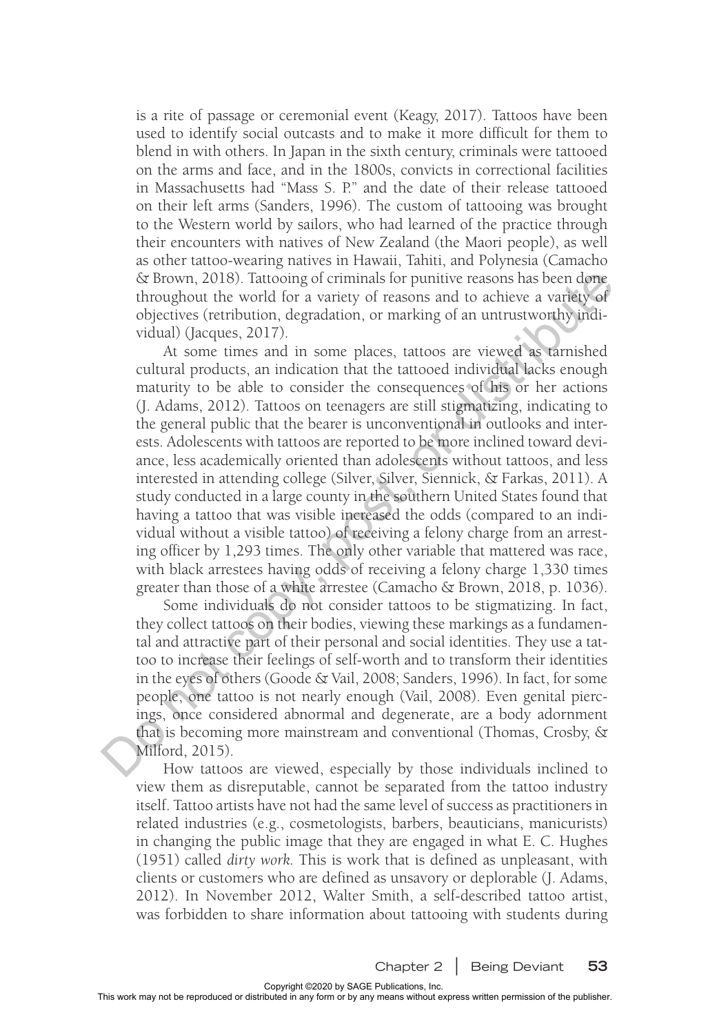is a rite of passage or ceremonial event (Keagy, 2017). Tattoos have been used to identify social outcasts and to make it more difficult for them to blend in with others. In Japan in the sixth century, criminals were tattooed on the arms and face, and in the 1800s, convicts in correctional facilities in Massachusetts had "Mass S. P." and the date of their release tattooed on their left arms (Sanders, 1996). The custom of tattooing was brought to the Western world by sailors, who had learned of the practice through their encounters with natives of New Zealand (the Maori people), as well as other tattoo-wearing natives in Hawaii, Tahiti, and Polynesia (Camacho & Brown, 2018). Tattooing of criminals for punitive reasons has been done throughout the world for a variety of reasons and to achieve a variety of objectives (retribution, degradation, or marking of an untrustworthy individual) (Jacques, 2017).

At some times and in some places, tattoos are viewed as tarnished cultural products, an indication that the tattooed individual lacks enough maturity to be able to consider the consequences of his or her actions (J. Adams, 2012). Tattoos on teenagers are still stigmatizing, indicating to the general public that the bearer is unconventional in outlooks and interests. Adolescents with tattoos are reported to be more inclined toward deviance, less academically oriented than adolescents without tattoos, and less interested in attending college (Silver, Silver, Siennick, & Farkas, 2011). A study conducted in a large county in the southern United States found that having a tattoo that was visible increased the odds (compared to an individual without a visible tattoo) of receiving a felony charge from an arresting officer by 1,293 times. The only other variable that mattered was race, with black arrestees having odds of receiving a felony charge 1,330 times greater than those of a white arrestee (Camacho & Brown, 2018, p. 1036).

Some individuals do not consider tattoos to be stigmatizing. In fact, they collect tattoos on their bodies, viewing these markings as a fundamental and attractive part of their personal and social identities. They use a tattoo to increase their feelings of self-worth and to transform their identities in the eyes of others (Goode & Vail, 2008; Sanders, 1996). In fact, for some people, one tattoo is not nearly enough (Vail, 2008). Even genital piercings, once considered abnormal and degenerate, are a body adornment that is becoming more mainstream and conventional (Thomas, Crosby, & Milford, 2015).

How tattoos are viewed, especially by those individuals inclined to view them as disreputable, cannot be separated from the tattoo industry itself. Tattoo artists have not had the same level of success as practitioners in related industries (e.g., cosmetologists, barbers, beauticians, manicurists) in changing the public image that they are engaged in what E. C. Hughes (1951) called *dirty work*. This is work that is defined as unpleasant, with clients or customers who are defined as unsavory or deplorable (J. Adams, 2012). In November 2012, Walter Smith, a self-described tattoo artist, was forbidden to share information about tattooing with students during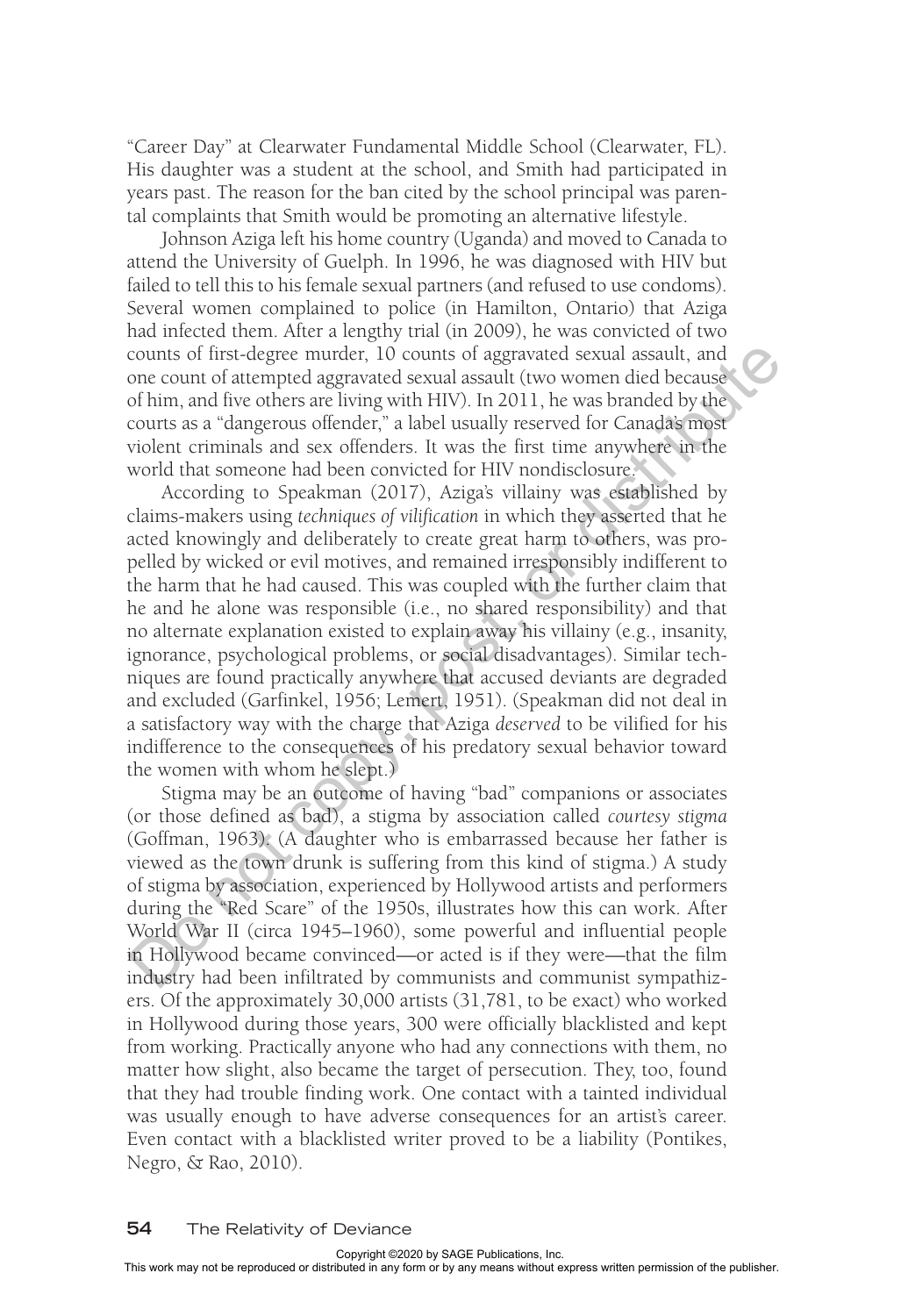"Career Day" at Clearwater Fundamental Middle School (Clearwater, FL). His daughter was a student at the school, and Smith had participated in years past. The reason for the ban cited by the school principal was parental complaints that Smith would be promoting an alternative lifestyle.

Johnson Aziga left his home country (Uganda) and moved to Canada to attend the University of Guelph. In 1996, he was diagnosed with HIV but failed to tell this to his female sexual partners (and refused to use condoms). Several women complained to police (in Hamilton, Ontario) that Aziga had infected them. After a lengthy trial (in 2009), he was convicted of two counts of first-degree murder, 10 counts of aggravated sexual assault, and one count of attempted aggravated sexual assault (two women died because of him, and five others are living with HIV). In 2011, he was branded by the courts as a "dangerous offender," a label usually reserved for Canada's most violent criminals and sex offenders. It was the first time anywhere in the world that someone had been convicted for HIV nondisclosure.

According to Speakman (2017), Aziga's villainy was established by claims-makers using *techniques of vilification* in which they asserted that he acted knowingly and deliberately to create great harm to others, was propelled by wicked or evil motives, and remained irresponsibly indifferent to the harm that he had caused. This was coupled with the further claim that he and he alone was responsible (i.e., no shared responsibility) and that no alternate explanation existed to explain away his villainy (e.g., insanity, ignorance, psychological problems, or social disadvantages). Similar techniques are found practically anywhere that accused deviants are degraded and excluded (Garfinkel, 1956; Lemert, 1951). (Speakman did not deal in a satisfactory way with the charge that Aziga *deserved* to be vilified for his indifference to the consequences of his predatory sexual behavior toward the women with whom he slept.)

Stigma may be an outcome of having "bad" companions or associates (or those defined as bad), a stigma by association called *courtesy stigma* (Goffman, 1963). (A daughter who is embarrassed because her father is viewed as the town drunk is suffering from this kind of stigma.) A study of stigma by association, experienced by Hollywood artists and performers during the "Red Scare" of the 1950s, illustrates how this can work. After World War II (circa 1945–1960), some powerful and influential people in Hollywood became convinced—or acted is if they were—that the film industry had been infiltrated by communists and communist sympathizers. Of the approximately 30,000 artists (31,781, to be exact) who worked in Hollywood during those years, 300 were officially blacklisted and kept from working. Practically anyone who had any connections with them, no matter how slight, also became the target of persecution. They, too, found that they had trouble finding work. One contact with a tainted individual was usually enough to have adverse consequences for an artist's career. Even contact with a blacklisted writer proved to be a liability (Pontikes, Negro, & Rao, 2010).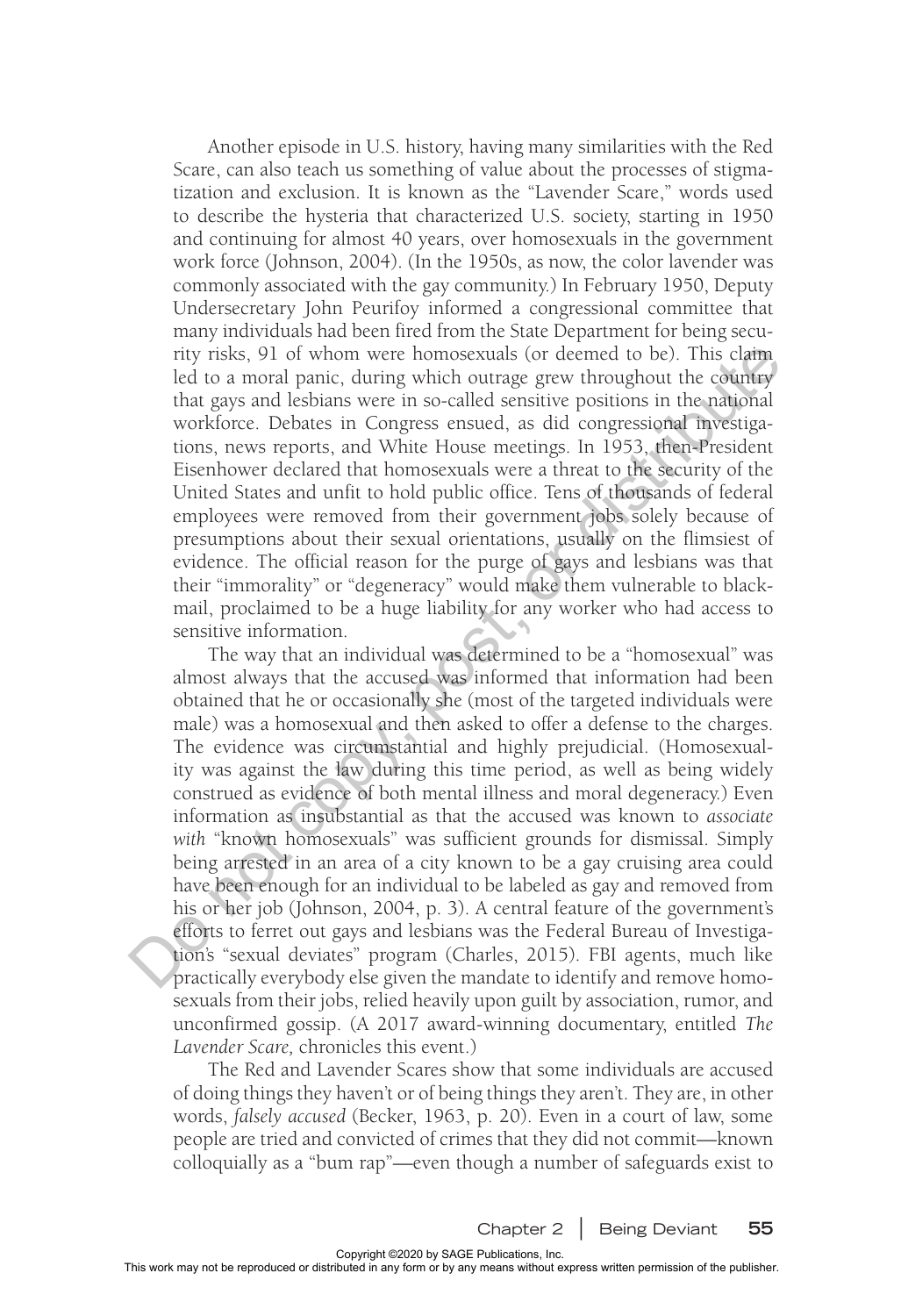Another episode in U.S. history, having many similarities with the Red Scare, can also teach us something of value about the processes of stigmatization and exclusion. It is known as the "Lavender Scare," words used to describe the hysteria that characterized U.S. society, starting in 1950 and continuing for almost 40 years, over homosexuals in the government work force (Johnson, 2004). (In the 1950s, as now, the color lavender was commonly associated with the gay community.) In February 1950, Deputy Undersecretary John Peurifoy informed a congressional committee that many individuals had been fired from the State Department for being security risks, 91 of whom were homosexuals (or deemed to be). This claim led to a moral panic, during which outrage grew throughout the country that gays and lesbians were in so-called sensitive positions in the national workforce. Debates in Congress ensued, as did congressional investigations, news reports, and White House meetings. In 1953, then-President Eisenhower declared that homosexuals were a threat to the security of the United States and unfit to hold public office. Tens of thousands of federal employees were removed from their government jobs solely because of presumptions about their sexual orientations, usually on the flimsiest of evidence. The official reason for the purge of gays and lesbians was that their "immorality" or "degeneracy" would make them vulnerable to blackmail, proclaimed to be a huge liability for any worker who had access to sensitive information.

The way that an individual was determined to be a "homosexual" was almost always that the accused was informed that information had been obtained that he or occasionally she (most of the targeted individuals were male) was a homosexual and then asked to offer a defense to the charges. The evidence was circumstantial and highly prejudicial. (Homosexuality was against the law during this time period, as well as being widely construed as evidence of both mental illness and moral degeneracy.) Even information as insubstantial as that the accused was known to *associate with* "known homosexuals" was sufficient grounds for dismissal. Simply being arrested in an area of a city known to be a gay cruising area could have been enough for an individual to be labeled as gay and removed from his or her job (Johnson, 2004, p. 3). A central feature of the government's efforts to ferret out gays and lesbians was the Federal Bureau of Investigation's "sexual deviates" program (Charles, 2015). FBI agents, much like practically everybody else given the mandate to identify and remove homosexuals from their jobs, relied heavily upon guilt by association, rumor, and unconfirmed gossip. (A 2017 award-winning documentary, entitled *The Lavender Scare,* chronicles this event.)

The Red and Lavender Scares show that some individuals are accused of doing things they haven't or of being things they aren't. They are, in other words, *falsely accused* (Becker, 1963, p. 20). Even in a court of law, some people are tried and convicted of crimes that they did not commit—known colloquially as a "bum rap"—even though a number of safeguards exist to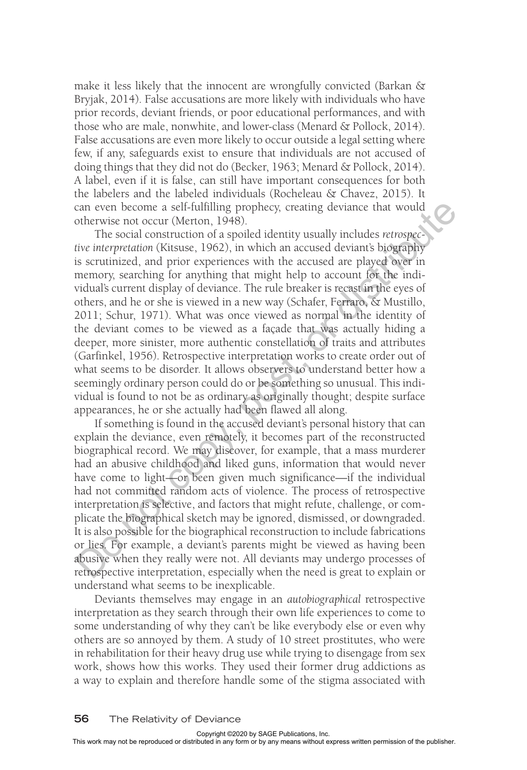make it less likely that the innocent are wrongfully convicted (Barkan & Bryjak, 2014). False accusations are more likely with individuals who have prior records, deviant friends, or poor educational performances, and with those who are male, nonwhite, and lower-class (Menard & Pollock, 2014). False accusations are even more likely to occur outside a legal setting where few, if any, safeguards exist to ensure that individuals are not accused of doing things that they did not do (Becker, 1963; Menard & Pollock, 2014). A label, even if it is false, can still have important consequences for both the labelers and the labeled individuals (Rocheleau & Chavez, 2015). It can even become a self-fulfilling prophecy, creating deviance that would otherwise not occur (Merton, 1948).

The social construction of a spoiled identity usually includes *retrospective interpretation* (Kitsuse, 1962), in which an accused deviant's biography is scrutinized, and prior experiences with the accused are played over in memory, searching for anything that might help to account for the individual's current display of deviance. The rule breaker is recast in the eyes of others, and he or she is viewed in a new way (Schafer, Ferraro, & Mustillo, 2011; Schur, 1971). What was once viewed as normal in the identity of the deviant comes to be viewed as a façade that was actually hiding a deeper, more sinister, more authentic constellation of traits and attributes (Garfinkel, 1956). Retrospective interpretation works to create order out of what seems to be disorder. It allows observers to understand better how a seemingly ordinary person could do or be something so unusual. This individual is found to not be as ordinary as originally thought; despite surface appearances, he or she actually had been flawed all along.

If something is found in the accused deviant's personal history that can explain the deviance, even remotely, it becomes part of the reconstructed biographical record. We may discover, for example, that a mass murderer had an abusive childhood and liked guns, information that would never have come to light—or been given much significance—if the individual had not committed random acts of violence. The process of retrospective interpretation is selective, and factors that might refute, challenge, or complicate the biographical sketch may be ignored, dismissed, or downgraded. It is also possible for the biographical reconstruction to include fabrications or lies. For example, a deviant's parents might be viewed as having been abusive when they really were not. All deviants may undergo processes of retrospective interpretation, especially when the need is great to explain or understand what seems to be inexplicable.

Deviants themselves may engage in an *autobiographical* retrospective interpretation as they search through their own life experiences to come to some understanding of why they can't be like everybody else or even why others are so annoyed by them. A study of 10 street prostitutes, who were in rehabilitation for their heavy drug use while trying to disengage from sex work, shows how this works. They used their former drug addictions as a way to explain and therefore handle some of the stigma associated with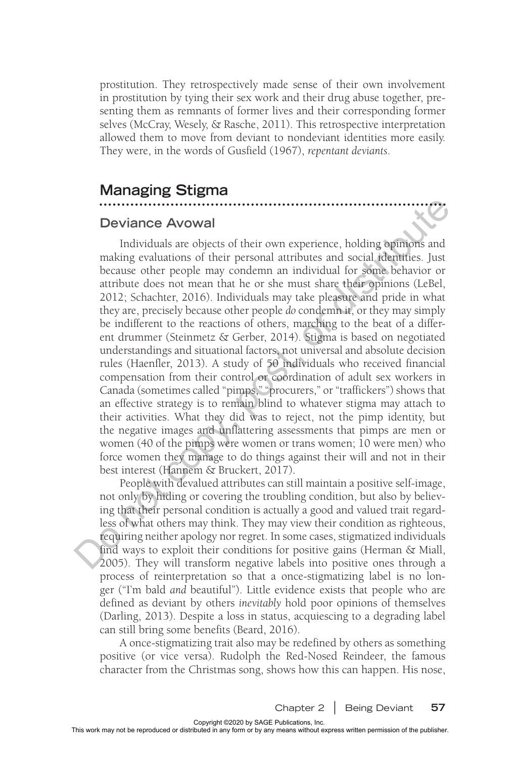prostitution. They retrospectively made sense of their own involvement in prostitution by tying their sex work and their drug abuse together, presenting them as remnants of former lives and their corresponding former selves (McCray, Wesely, & Rasche, 2011). This retrospective interpretation allowed them to move from deviant to nondeviant identities more easily. They were, in the words of Gusfield (1967), *repentant deviants*.

## Managing Stigma

### Deviance Avowal

Individuals are objects of their own experience, holding opinions and making evaluations of their personal attributes and social identities. Just because other people may condemn an individual for some behavior or attribute does not mean that he or she must share their opinions (LeBel, 2012; Schachter, 2016). Individuals may take pleasure and pride in what they are, precisely because other people *do* condemn it, or they may simply be indifferent to the reactions of others, marching to the beat of a different drummer (Steinmetz & Gerber, 2014). Stigma is based on negotiated understandings and situational factors, not universal and absolute decision rules (Haenfler, 2013). A study of 50 individuals who received financial compensation from their control or coordination of adult sex workers in Canada (sometimes called "pimps," "procurers," or "traffickers") shows that an effective strategy is to remain blind to whatever stigma may attach to their activities. What they did was to reject, not the pimp identity, but the negative images and unflattering assessments that pimps are men or women (40 of the pimps were women or trans women; 10 were men) who force women they manage to do things against their will and not in their best interest (Hannem & Bruckert, 2017).

People with devalued attributes can still maintain a positive self-image, not only by hiding or covering the troubling condition, but also by believing that their personal condition is actually a good and valued trait regardless of what others may think. They may view their condition as righteous, requiring neither apology nor regret. In some cases, stigmatized individuals find ways to exploit their conditions for positive gains (Herman & Miall, 2005). They will transform negative labels into positive ones through a process of reinterpretation so that a once-stigmatizing label is no longer ("I'm bald *and* beautiful"). Little evidence exists that people who are defined as deviant by others *inevitably* hold poor opinions of themselves (Darling, 2013). Despite a loss in status, acquiescing to a degrading label can still bring some benefits (Beard, 2016).

A once-stigmatizing trait also may be redefined by others as something positive (or vice versa). Rudolph the Red-Nosed Reindeer, the famous character from the Christmas song, shows how this can happen. His nose,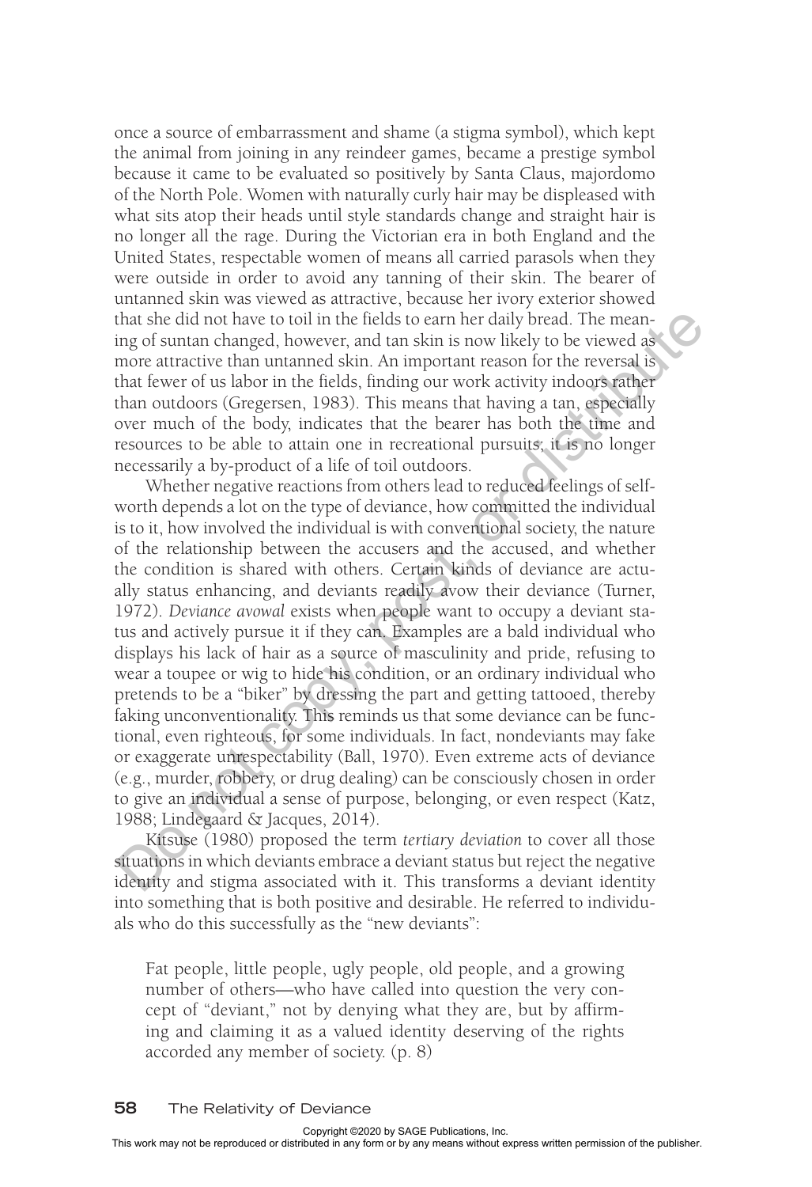once a source of embarrassment and shame (a stigma symbol), which kept the animal from joining in any reindeer games, became a prestige symbol because it came to be evaluated so positively by Santa Claus, majordomo of the North Pole. Women with naturally curly hair may be displeased with what sits atop their heads until style standards change and straight hair is no longer all the rage. During the Victorian era in both England and the United States, respectable women of means all carried parasols when they were outside in order to avoid any tanning of their skin. The bearer of untanned skin was viewed as attractive, because her ivory exterior showed that she did not have to toil in the fields to earn her daily bread. The meaning of suntan changed, however, and tan skin is now likely to be viewed as more attractive than untanned skin. An important reason for the reversal is that fewer of us labor in the fields, finding our work activity indoors rather than outdoors (Gregersen, 1983). This means that having a tan, especially over much of the body, indicates that the bearer has both the time and resources to be able to attain one in recreational pursuits; it is no longer necessarily a by-product of a life of toil outdoors.

Whether negative reactions from others lead to reduced feelings of self-worth depends a lot on the type of deviance, how committed the individual is to it, how involved the individual is with conventional society, the nature of the relationship between the accusers and the accused, and whether the condition is shared with others. Certain kinds of deviance are actually status enhancing, and deviants readily avow their deviance (Turner, 1972). *Deviance avowal* exists when people want to occupy a deviant status and actively pursue it if they can. Examples are a bald individual who displays his lack of hair as a source of masculinity and pride, refusing to wear a toupee or wig to hide his condition, or an ordinary individual who pretends to be a "biker" by dressing the part and getting tattooed, thereby faking unconventionality. This reminds us that some deviance can be functional, even righteous, for some individuals. In fact, nondeviants may fake or exaggerate unrespectability (Ball, 1970). Even extreme acts of deviance (e.g., murder, robbery, or drug dealing) can be consciously chosen in order to give an individual a sense of purpose, belonging, or even respect (Katz, 1988; Lindegaard & Jacques, 2014).

Kitsuse (1980) proposed the term *tertiary deviation* to cover all those situations in which deviants embrace a deviant status but reject the negative identity and stigma associated with it. This transforms a deviant identity into something that is both positive and desirable. He referred to individuals who do this successfully as the "new deviants":

> Fat people, little people, ugly people, old people, and a growing number of others—who have called into question the very concept of "deviant," not by denying what they are, but by affirming and claiming it as a valued identity deserving of the rights accorded any member of society. (p. 8)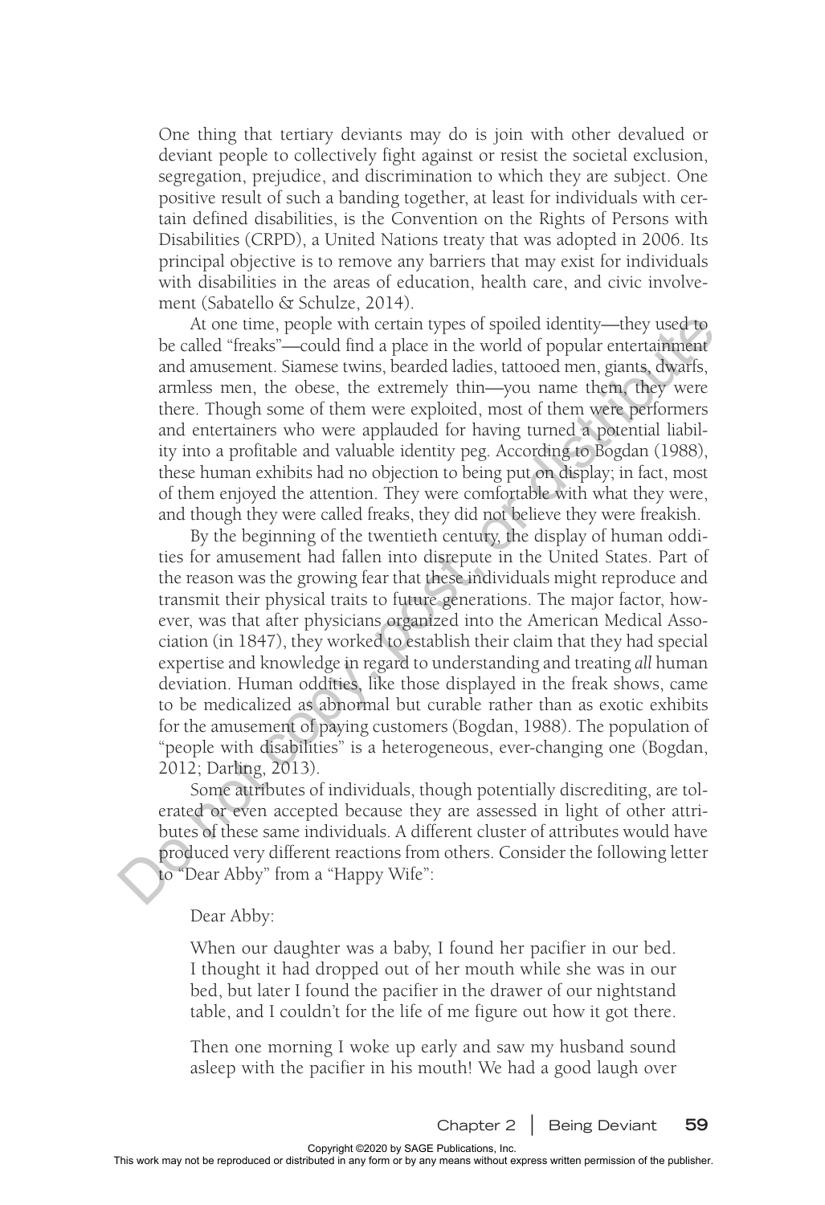One thing that tertiary deviants may do is join with other devalued or deviant people to collectively fight against or resist the societal exclusion, segregation, prejudice, and discrimination to which they are subject. One positive result of such a banding together, at least for individuals with certain defined disabilities, is the Convention on the Rights of Persons with Disabilities (CRPD), a United Nations treaty that was adopted in 2006. Its principal objective is to remove any barriers that may exist for individuals with disabilities in the areas of education, health care, and civic involvement (Sabatello & Schulze, 2014).

At one time, people with certain types of spoiled identity—they used to be called "freaks"—could find a place in the world of popular entertainment and amusement. Siamese twins, bearded ladies, tattooed men, giants, dwarfs, armless men, the obese, the extremely thin—you name them, they were there. Though some of them were exploited, most of them were performers and entertainers who were applauded for having turned a potential liability into a profitable and valuable identity peg. According to Bogdan (1988), these human exhibits had no objection to being put on display; in fact, most of them enjoyed the attention. They were comfortable with what they were, and though they were called freaks, they did not believe they were freakish.

By the beginning of the twentieth century, the display of human oddities for amusement had fallen into disrepute in the United States. Part of the reason was the growing fear that these individuals might reproduce and transmit their physical traits to future generations. The major factor, however, was that after physicians organized into the American Medical Association (in 1847), they worked to establish their claim that they had special expertise and knowledge in regard to understanding and treating *all* human deviation. Human oddities, like those displayed in the freak shows, came to be medicalized as abnormal but curable rather than as exotic exhibits for the amusement of paying customers (Bogdan, 1988). The population of "people with disabilities" is a heterogeneous, ever-changing one (Bogdan, 2012; Darling, 2013).

Some attributes of individuals, though potentially discrediting, are tolerated or even accepted because they are assessed in light of other attributes of these same individuals. A different cluster of attributes would have produced very different reactions from others. Consider the following letter to "Dear Abby" from a "Happy Wife":

> Dear Abby:
>
> When our daughter was a baby, I found her pacifier in our bed. I thought it had dropped out of her mouth while she was in our bed, but later I found the pacifier in the drawer of our nightstand table, and I couldn't for the life of me figure out how it got there.
>
> Then one morning I woke up early and saw my husband sound asleep with the pacifier in his mouth! We had a good laugh over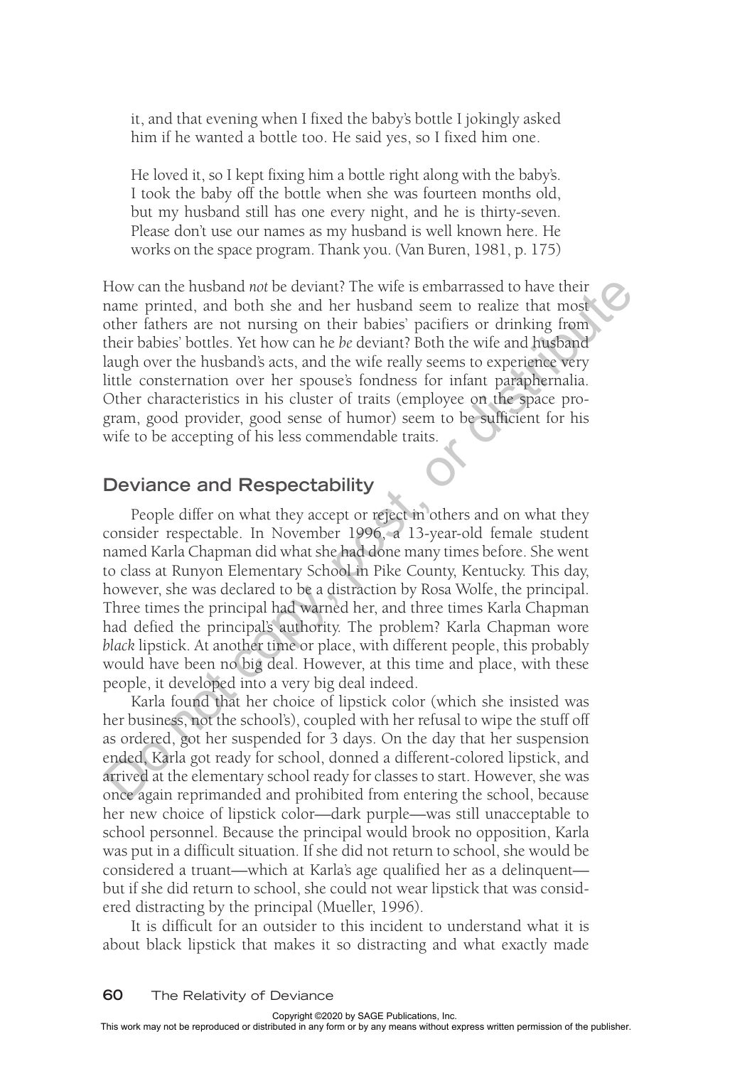> it, and that evening when I fixed the baby's bottle I jokingly asked him if he wanted a bottle too. He said yes, so I fixed him one.
>
> He loved it, so I kept fixing him a bottle right along with the baby's. I took the baby off the bottle when she was fourteen months old, but my husband still has one every night, and he is thirty-seven. Please don't use our names as my husband is well known here. He works on the space program. Thank you. (Van Buren, 1981, p. 175)

How can the husband *not* be deviant? The wife is embarrassed to have their name printed, and both she and her husband seem to realize that most other fathers are not nursing on their babies' pacifiers or drinking from their babies' bottles. Yet how can he *be* deviant? Both the wife and husband laugh over the husband's acts, and the wife really seems to experience very little consternation over her spouse's fondness for infant paraphernalia. Other characteristics in his cluster of traits (employee on the space program, good provider, good sense of humor) seem to be sufficient for his wife to be accepting of his less commendable traits.

## Deviance and Respectability

People differ on what they accept or reject in others and on what they consider respectable. In November 1996, a 13-year-old female student named Karla Chapman did what she had done many times before. She went to class at Runyon Elementary School in Pike County, Kentucky. This day, however, she was declared to be a distraction by Rosa Wolfe, the principal. Three times the principal had warned her, and three times Karla Chapman had defied the principal's authority. The problem? Karla Chapman wore *black* lipstick. At another time or place, with different people, this probably would have been no big deal. However, at this time and place, with these people, it developed into a very big deal indeed.

Karla found that her choice of lipstick color (which she insisted was her business, not the school's), coupled with her refusal to wipe the stuff off as ordered, got her suspended for 3 days. On the day that her suspension ended, Karla got ready for school, donned a different-colored lipstick, and arrived at the elementary school ready for classes to start. However, she was once again reprimanded and prohibited from entering the school, because her new choice of lipstick color—dark purple—was still unacceptable to school personnel. Because the principal would brook no opposition, Karla was put in a difficult situation. If she did not return to school, she would be considered a truant—which at Karla's age qualified her as a delinquent—but if she did return to school, she could not wear lipstick that was considered distracting by the principal (Mueller, 1996).

It is difficult for an outsider to this incident to understand what it is about black lipstick that makes it so distracting and what exactly made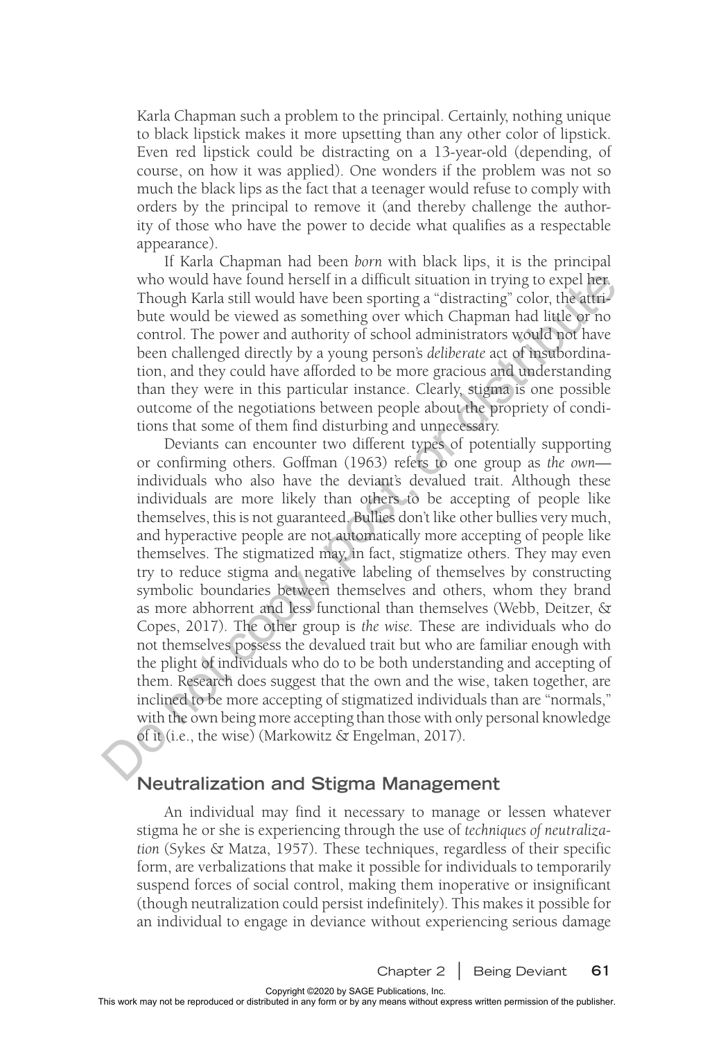Karla Chapman such a problem to the principal. Certainly, nothing unique to black lipstick makes it more upsetting than any other color of lipstick. Even red lipstick could be distracting on a 13-year-old (depending, of course, on how it was applied). One wonders if the problem was not so much the black lips as the fact that a teenager would refuse to comply with orders by the principal to remove it (and thereby challenge the authority of those who have the power to decide what qualifies as a respectable appearance).

If Karla Chapman had been *born* with black lips, it is the principal who would have found herself in a difficult situation in trying to expel her. Though Karla still would have been sporting a "distracting" color, the attribute would be viewed as something over which Chapman had little or no control. The power and authority of school administrators would not have been challenged directly by a young person's *deliberate* act of insubordination, and they could have afforded to be more gracious and understanding than they were in this particular instance. Clearly, stigma is one possible outcome of the negotiations between people about the propriety of conditions that some of them find disturbing and unnecessary.

Deviants can encounter two different types of potentially supporting or confirming others. Goffman (1963) refers to one group as *the own*—individuals who also have the deviant's devalued trait. Although these individuals are more likely than others to be accepting of people like themselves, this is not guaranteed. Bullies don't like other bullies very much, and hyperactive people are not automatically more accepting of people like themselves. The stigmatized may, in fact, stigmatize others. They may even try to reduce stigma and negative labeling of themselves by constructing symbolic boundaries between themselves and others, whom they brand as more abhorrent and less functional than themselves (Webb, Deitzer, & Copes, 2017). The other group is *the wise*. These are individuals who do not themselves possess the devalued trait but who are familiar enough with the plight of individuals who do to be both understanding and accepting of them. Research does suggest that the own and the wise, taken together, are inclined to be more accepting of stigmatized individuals than are "normals," with the own being more accepting than those with only personal knowledge of it (i.e., the wise) (Markowitz & Engelman, 2017).

## Neutralization and Stigma Management

An individual may find it necessary to manage or lessen whatever stigma he or she is experiencing through the use of *techniques of neutralization* (Sykes & Matza, 1957). These techniques, regardless of their specific form, are verbalizations that make it possible for individuals to temporarily suspend forces of social control, making them inoperative or insignificant (though neutralization could persist indefinitely). This makes it possible for an individual to engage in deviance without experiencing serious damage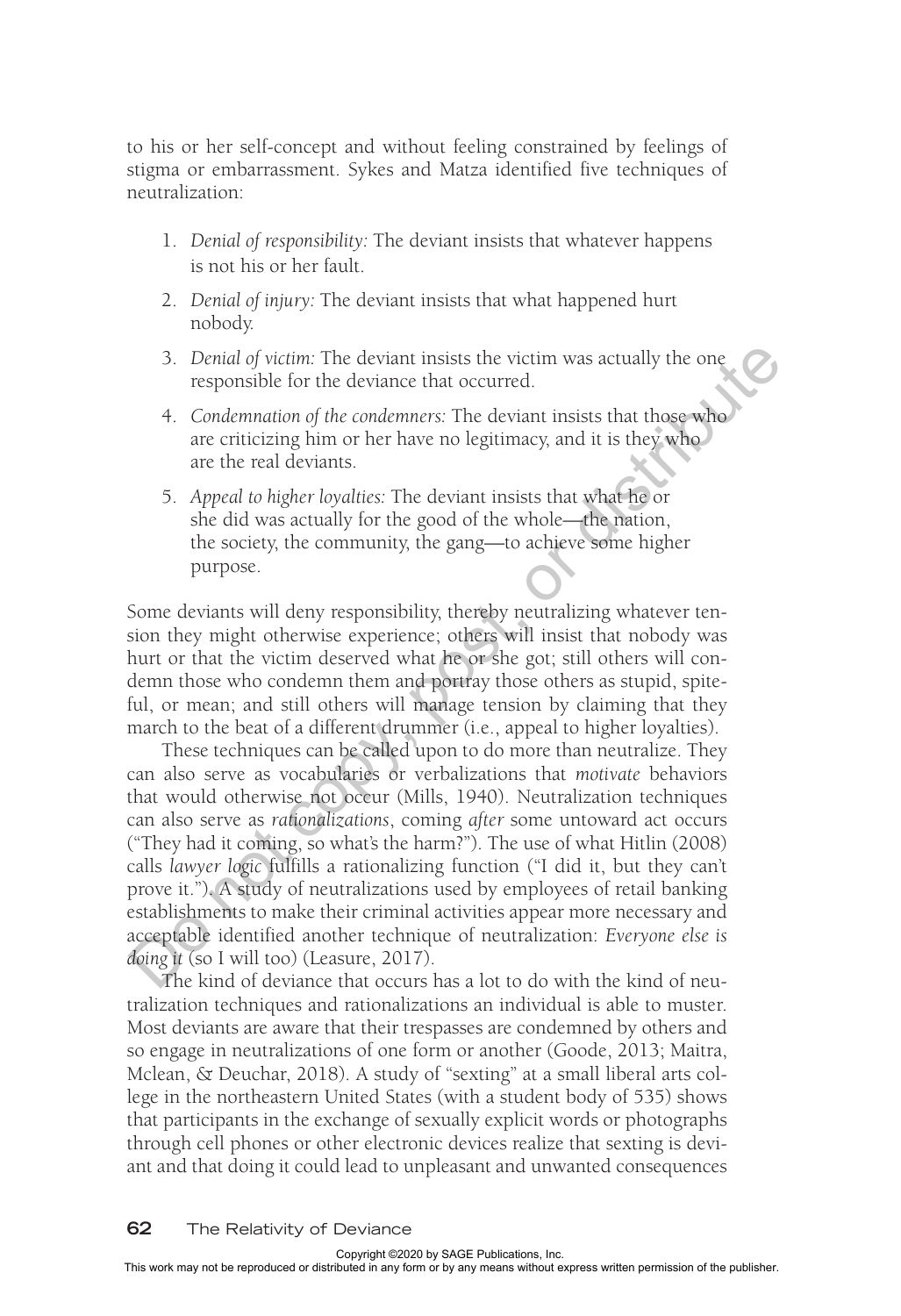to his or her self-concept and without feeling constrained by feelings of stigma or embarrassment. Sykes and Matza identified five techniques of neutralization:

1. *Denial of responsibility:* The deviant insists that whatever happens is not his or her fault.
2. *Denial of injury:* The deviant insists that what happened hurt nobody.
3. *Denial of victim:* The deviant insists the victim was actually the one responsible for the deviance that occurred.
4. *Condemnation of the condemners:* The deviant insists that those who are criticizing him or her have no legitimacy, and it is they who are the real deviants.
5. *Appeal to higher loyalties:* The deviant insists that what he or she did was actually for the good of the whole—the nation, the society, the community, the gang—to achieve some higher purpose.

Some deviants will deny responsibility, thereby neutralizing whatever tension they might otherwise experience; others will insist that nobody was hurt or that the victim deserved what he or she got; still others will condemn those who condemn them and portray those others as stupid, spiteful, or mean; and still others will manage tension by claiming that they march to the beat of a different drummer (i.e., appeal to higher loyalties).

These techniques can be called upon to do more than neutralize. They can also serve as vocabularies or verbalizations that *motivate* behaviors that would otherwise not occur (Mills, 1940). Neutralization techniques can also serve as *rationalizations*, coming *after* some untoward act occurs ("They had it coming, so what's the harm?"). The use of what Hitlin (2008) calls *lawyer logic* fulfills a rationalizing function ("I did it, but they can't prove it."). A study of neutralizations used by employees of retail banking establishments to make their criminal activities appear more necessary and acceptable identified another technique of neutralization: *Everyone else is doing it* (so I will too) (Leasure, 2017).

The kind of deviance that occurs has a lot to do with the kind of neutralization techniques and rationalizations an individual is able to muster. Most deviants are aware that their trespasses are condemned by others and so engage in neutralizations of one form or another (Goode, 2013; Maitra, Mclean, & Deuchar, 2018). A study of "sexting" at a small liberal arts college in the northeastern United States (with a student body of 535) shows that participants in the exchange of sexually explicit words or photographs through cell phones or other electronic devices realize that sexting is deviant and that doing it could lead to unpleasant and unwanted consequences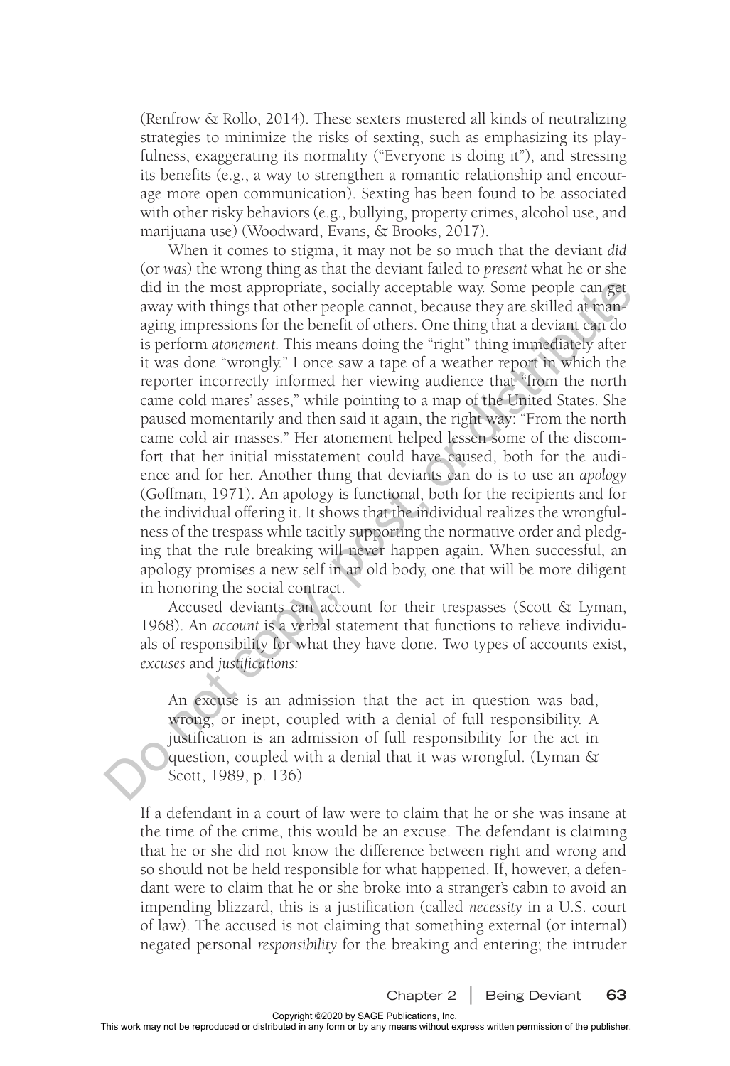(Renfrow & Rollo, 2014). These sexters mustered all kinds of neutralizing strategies to minimize the risks of sexting, such as emphasizing its playfulness, exaggerating its normality ("Everyone is doing it"), and stressing its benefits (e.g., a way to strengthen a romantic relationship and encourage more open communication). Sexting has been found to be associated with other risky behaviors (e.g., bullying, property crimes, alcohol use, and marijuana use) (Woodward, Evans, & Brooks, 2017).

When it comes to stigma, it may not be so much that the deviant *did* (or *was*) the wrong thing as that the deviant failed to *present* what he or she did in the most appropriate, socially acceptable way. Some people can get away with things that other people cannot, because they are skilled at managing impressions for the benefit of others. One thing that a deviant can do is perform *atonement*. This means doing the "right" thing immediately after it was done "wrongly." I once saw a tape of a weather report in which the reporter incorrectly informed her viewing audience that "from the north came cold mares' asses," while pointing to a map of the United States. She paused momentarily and then said it again, the right way: "From the north came cold air masses." Her atonement helped lessen some of the discomfort that her initial misstatement could have caused, both for the audience and for her. Another thing that deviants can do is to use an *apology* (Goffman, 1971). An apology is functional, both for the recipients and for the individual offering it. It shows that the individual realizes the wrongfulness of the trespass while tacitly supporting the normative order and pledging that the rule breaking will never happen again. When successful, an apology promises a new self in an old body, one that will be more diligent in honoring the social contract.

Accused deviants can account for their trespasses (Scott & Lyman, 1968). An *account* is a verbal statement that functions to relieve individuals of responsibility for what they have done. Two types of accounts exist, *excuses* and *justifications:*

> An excuse is an admission that the act in question was bad, wrong, or inept, coupled with a denial of full responsibility. A justification is an admission of full responsibility for the act in question, coupled with a denial that it was wrongful. (Lyman & Scott, 1989, p. 136)

If a defendant in a court of law were to claim that he or she was insane at the time of the crime, this would be an excuse. The defendant is claiming that he or she did not know the difference between right and wrong and so should not be held responsible for what happened. If, however, a defendant were to claim that he or she broke into a stranger's cabin to avoid an impending blizzard, this is a justification (called *necessity* in a U.S. court of law). The accused is not claiming that something external (or internal) negated personal *responsibility* for the breaking and entering; the intruder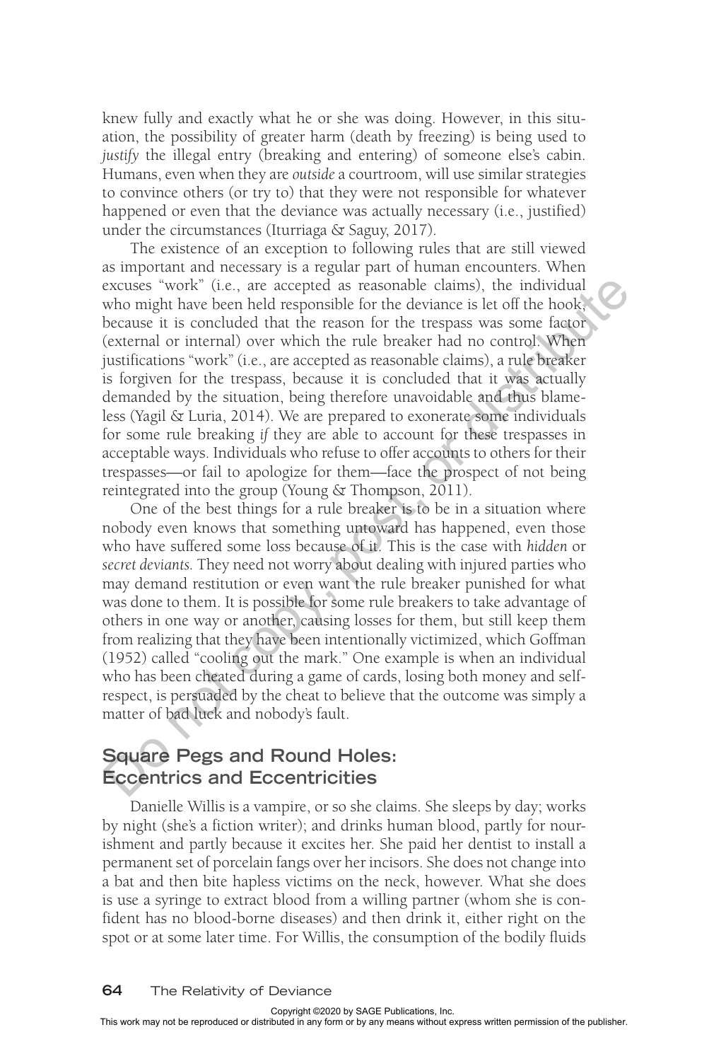knew fully and exactly what he or she was doing. However, in this situation, the possibility of greater harm (death by freezing) is being used to *justify* the illegal entry (breaking and entering) of someone else's cabin. Humans, even when they are *outside* a courtroom, will use similar strategies to convince others (or try to) that they were not responsible for whatever happened or even that the deviance was actually necessary (i.e., justified) under the circumstances (Iturriaga & Saguy, 2017).

The existence of an exception to following rules that are still viewed as important and necessary is a regular part of human encounters. When excuses "work" (i.e., are accepted as reasonable claims), the individual who might have been held responsible for the deviance is let off the hook, because it is concluded that the reason for the trespass was some factor (external or internal) over which the rule breaker had no control. When justifications "work" (i.e., are accepted as reasonable claims), a rule breaker is forgiven for the trespass, because it is concluded that it was actually demanded by the situation, being therefore unavoidable and thus blameless (Yagil & Luria, 2014). We are prepared to exonerate some individuals for some rule breaking *if* they are able to account for these trespasses in acceptable ways. Individuals who refuse to offer accounts to others for their trespasses—or fail to apologize for them—face the prospect of not being reintegrated into the group (Young & Thompson, 2011).

One of the best things for a rule breaker is to be in a situation where nobody even knows that something untoward has happened, even those who have suffered some loss because of it. This is the case with *hidden* or *secret deviants*. They need not worry about dealing with injured parties who may demand restitution or even want the rule breaker punished for what was done to them. It is possible for some rule breakers to take advantage of others in one way or another, causing losses for them, but still keep them from realizing that they have been intentionally victimized, which Goffman (1952) called "cooling out the mark." One example is when an individual who has been cheated during a game of cards, losing both money and self-respect, is persuaded by the cheat to believe that the outcome was simply a matter of bad luck and nobody's fault.

## Square Pegs and Round Holes: Eccentrics and Eccentricities

Danielle Willis is a vampire, or so she claims. She sleeps by day; works by night (she's a fiction writer); and drinks human blood, partly for nourishment and partly because it excites her. She paid her dentist to install a permanent set of porcelain fangs over her incisors. She does not change into a bat and then bite hapless victims on the neck, however. What she does is use a syringe to extract blood from a willing partner (whom she is confident has no blood-borne diseases) and then drink it, either right on the spot or at some later time. For Willis, the consumption of the bodily fluids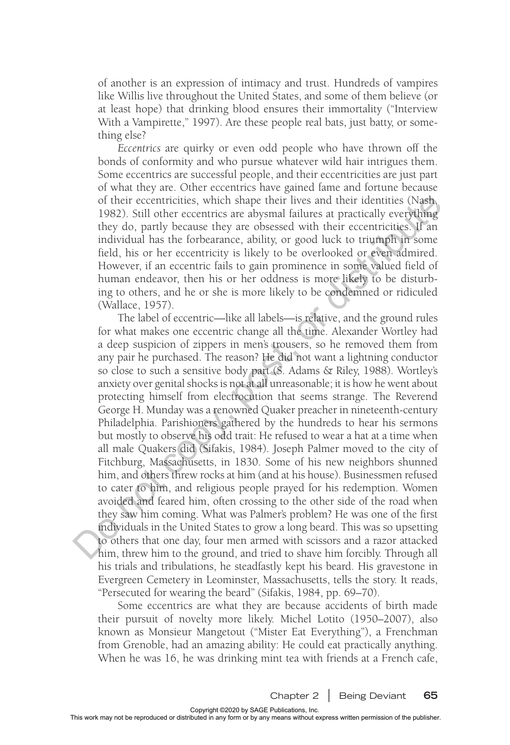of another is an expression of intimacy and trust. Hundreds of vampires like Willis live throughout the United States, and some of them believe (or at least hope) that drinking blood ensures their immortality ("Interview With a Vampirette," 1997). Are these people real bats, just batty, or something else?

*Eccentrics* are quirky or even odd people who have thrown off the bonds of conformity and who pursue whatever wild hair intrigues them. Some eccentrics are successful people, and their eccentricities are just part of what they are. Other eccentrics have gained fame and fortune because of their eccentricities, which shape their lives and their identities (Nash, 1982). Still other eccentrics are abysmal failures at practically everything they do, partly because they are obsessed with their eccentricities. If an individual has the forbearance, ability, or good luck to triumph in some field, his or her eccentricity is likely to be overlooked or even admired. However, if an eccentric fails to gain prominence in some valued field of human endeavor, then his or her oddness is more likely to be disturbing to others, and he or she is more likely to be condemned or ridiculed (Wallace, 1957).

The label of eccentric—like all labels—is relative, and the ground rules for what makes one eccentric change all the time. Alexander Wortley had a deep suspicion of zippers in men's trousers, so he removed them from any pair he purchased. The reason? He did not want a lightning conductor so close to such a sensitive body part (S. Adams & Riley, 1988). Wortley's anxiety over genital shocks is not at all unreasonable; it is how he went about protecting himself from electrocution that seems strange. The Reverend George H. Munday was a renowned Quaker preacher in nineteenth-century Philadelphia. Parishioners gathered by the hundreds to hear his sermons but mostly to observe his odd trait: He refused to wear a hat at a time when all male Quakers did (Sifakis, 1984). Joseph Palmer moved to the city of Fitchburg, Massachusetts, in 1830. Some of his new neighbors shunned him, and others threw rocks at him (and at his house). Businessmen refused to cater to him, and religious people prayed for his redemption. Women avoided and feared him, often crossing to the other side of the road when they saw him coming. What was Palmer's problem? He was one of the first individuals in the United States to grow a long beard. This was so upsetting to others that one day, four men armed with scissors and a razor attacked him, threw him to the ground, and tried to shave him forcibly. Through all his trials and tribulations, he steadfastly kept his beard. His gravestone in Evergreen Cemetery in Leominster, Massachusetts, tells the story. It reads, "Persecuted for wearing the beard" (Sifakis, 1984, pp. 69–70).

Some eccentrics are what they are because accidents of birth made their pursuit of novelty more likely. Michel Lotito (1950–2007), also known as Monsieur Mangetout ("Mister Eat Everything"), a Frenchman from Grenoble, had an amazing ability: He could eat practically anything. When he was 16, he was drinking mint tea with friends at a French cafe,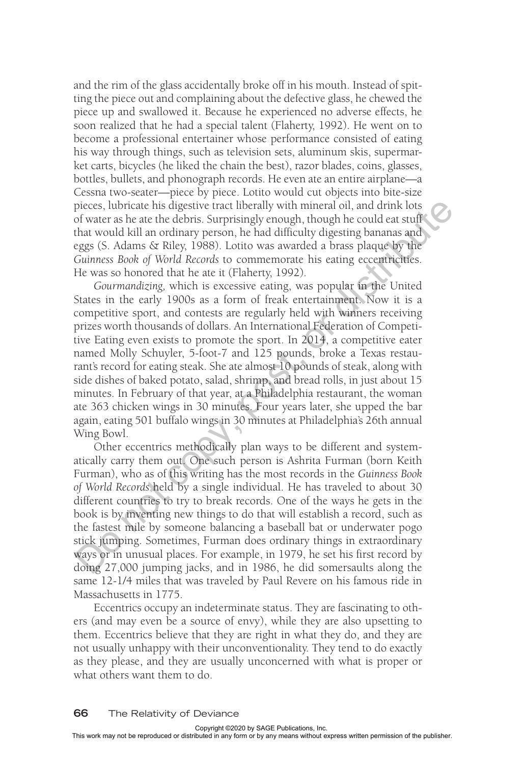and the rim of the glass accidentally broke off in his mouth. Instead of spitting the piece out and complaining about the defective glass, he chewed the piece up and swallowed it. Because he experienced no adverse effects, he soon realized that he had a special talent (Flaherty, 1992). He went on to become a professional entertainer whose performance consisted of eating his way through things, such as television sets, aluminum skis, supermarket carts, bicycles (he liked the chain the best), razor blades, coins, glasses, bottles, bullets, and phonograph records. He even ate an entire airplane—a Cessna two-seater—piece by piece. Lotito would cut objects into bite-size pieces, lubricate his digestive tract liberally with mineral oil, and drink lots of water as he ate the debris. Surprisingly enough, though he could eat stuff that would kill an ordinary person, he had difficulty digesting bananas and eggs (S. Adams & Riley, 1988). Lotito was awarded a brass plaque by the *Guinness Book of World Records* to commemorate his eating eccentricities. He was so honored that he ate it (Flaherty, 1992).

*Gourmandizing,* which is excessive eating, was popular in the United States in the early 1900s as a form of freak entertainment. Now it is a competitive sport, and contests are regularly held with winners receiving prizes worth thousands of dollars. An International Federation of Competitive Eating even exists to promote the sport. In 2014, a competitive eater named Molly Schuyler, 5-foot-7 and 125 pounds, broke a Texas restaurant's record for eating steak. She ate almost 10 pounds of steak, along with side dishes of baked potato, salad, shrimp, and bread rolls, in just about 15 minutes. In February of that year, at a Philadelphia restaurant, the woman ate 363 chicken wings in 30 minutes. Four years later, she upped the bar again, eating 501 buffalo wings in 30 minutes at Philadelphia's 26th annual Wing Bowl.

Other eccentrics methodically plan ways to be different and systematically carry them out. One such person is Ashrita Furman (born Keith Furman), who as of this writing has the most records in the *Guinness Book of World Records* held by a single individual. He has traveled to about 30 different countries to try to break records. One of the ways he gets in the book is by inventing new things to do that will establish a record, such as the fastest mile by someone balancing a baseball bat or underwater pogo stick jumping. Sometimes, Furman does ordinary things in extraordinary ways or in unusual places. For example, in 1979, he set his first record by doing 27,000 jumping jacks, and in 1986, he did somersaults along the same 12-1/4 miles that was traveled by Paul Revere on his famous ride in Massachusetts in 1775.

Eccentrics occupy an indeterminate status. They are fascinating to others (and may even be a source of envy), while they are also upsetting to them. Eccentrics believe that they are right in what they do, and they are not usually unhappy with their unconventionality. They tend to do exactly as they please, and they are usually unconcerned with what is proper or what others want them to do.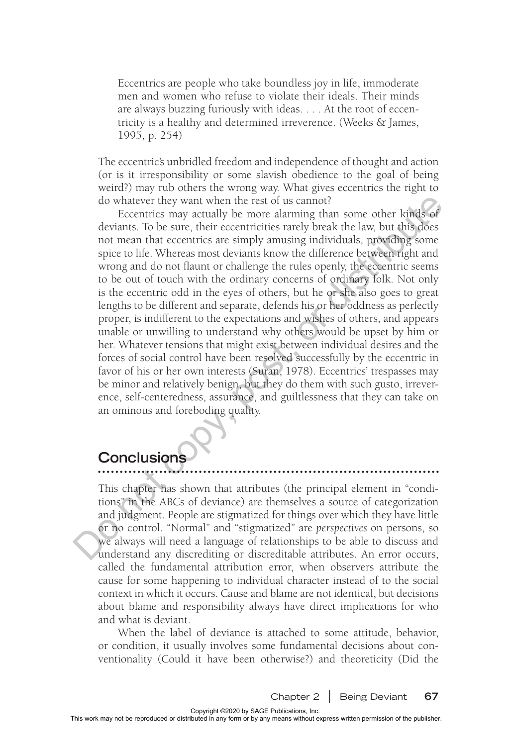> Eccentrics are people who take boundless joy in life, immoderate men and women who refuse to violate their ideals. Their minds are always buzzing furiously with ideas. . . . At the root of eccentricity is a healthy and determined irreverence. (Weeks & James, 1995, p. 254)

The eccentric's unbridled freedom and independence of thought and action (or is it irresponsibility or some slavish obedience to the goal of being weird?) may rub others the wrong way. What gives eccentrics the right to do whatever they want when the rest of us cannot?

Eccentrics may actually be more alarming than some other kinds of deviants. To be sure, their eccentricities rarely break the law, but this does not mean that eccentrics are simply amusing individuals, providing some spice to life. Whereas most deviants know the difference between right and wrong and do not flaunt or challenge the rules openly, the eccentric seems to be out of touch with the ordinary concerns of ordinary folk. Not only is the eccentric odd in the eyes of others, but he or she also goes to great lengths to be different and separate, defends his or her oddness as perfectly proper, is indifferent to the expectations and wishes of others, and appears unable or unwilling to understand why others would be upset by him or her. Whatever tensions that might exist between individual desires and the forces of social control have been resolved successfully by the eccentric in favor of his or her own interests (Suran, 1978). Eccentrics' trespasses may be minor and relatively benign, but they do them with such gusto, irreverence, self-centeredness, assurance, and guiltlessness that they can take on an ominous and foreboding quality.

## Conclusions

This chapter has shown that attributes (the principal element in "conditions" in the ABCs of deviance) are themselves a source of categorization and judgment. People are stigmatized for things over which they have little or no control. "Normal" and "stigmatized" are *perspectives* on persons, so we always will need a language of relationships to be able to discuss and understand any discrediting or discreditable attributes. An error occurs, called the fundamental attribution error, when observers attribute the cause for some happening to individual character instead of to the social context in which it occurs. Cause and blame are not identical, but decisions about blame and responsibility always have direct implications for who and what is deviant.

When the label of deviance is attached to some attitude, behavior, or condition, it usually involves some fundamental decisions about conventionality (Could it have been otherwise?) and theoreticity (Did the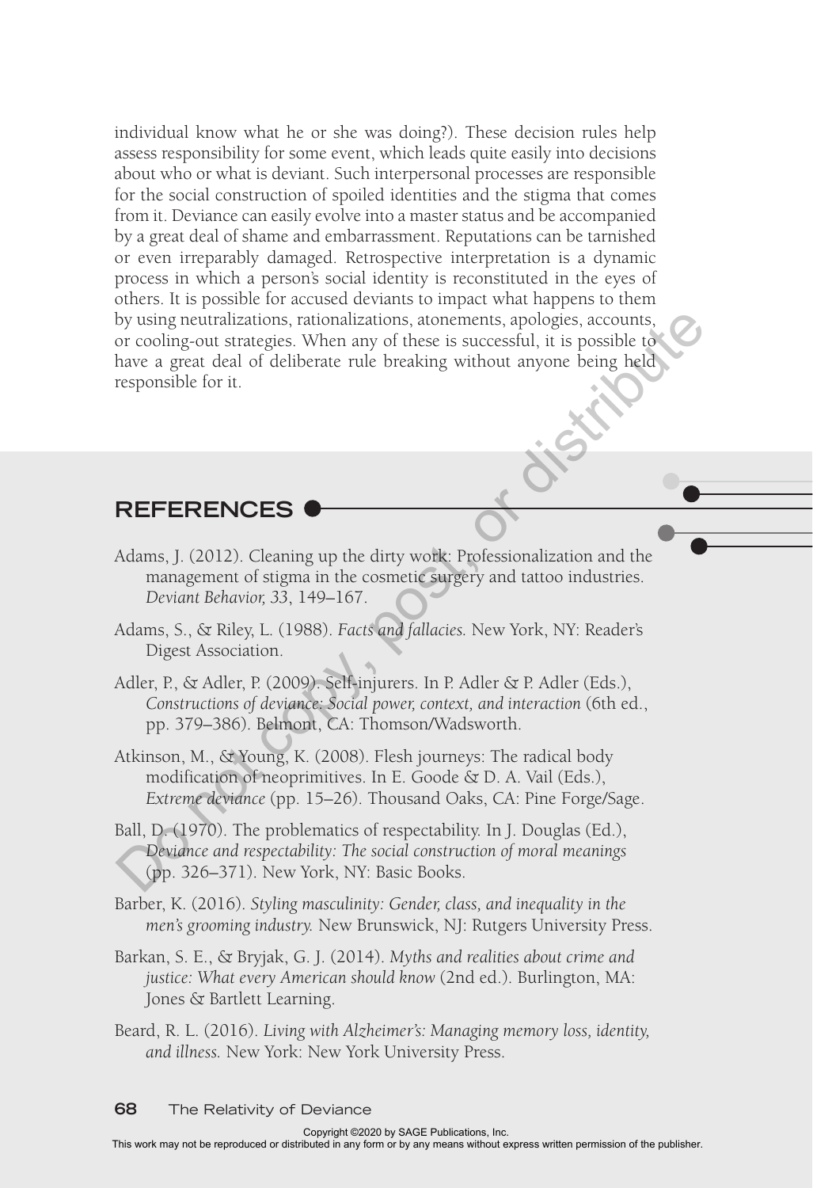individual know what he or she was doing?). These decision rules help assess responsibility for some event, which leads quite easily into decisions about who or what is deviant. Such interpersonal processes are responsible for the social construction of spoiled identities and the stigma that comes from it. Deviance can easily evolve into a master status and be accompanied by a great deal of shame and embarrassment. Reputations can be tarnished or even irreparably damaged. Retrospective interpretation is a dynamic process in which a person's social identity is reconstituted in the eyes of others. It is possible for accused deviants to impact what happens to them by using neutralizations, rationalizations, atonements, apologies, accounts, or cooling-out strategies. When any of these is successful, it is possible to have a great deal of deliberate rule breaking without anyone being held responsible for it.

## REFERENCES

Adams, J. (2012). Cleaning up the dirty work: Professionalization and the management of stigma in the cosmetic surgery and tattoo industries. *Deviant Behavior, 33*, 149–167.

Adams, S., & Riley, L. (1988). *Facts and fallacies.* New York, NY: Reader's Digest Association.

Adler, P., & Adler, P. (2009). Self-injurers. In P. Adler & P. Adler (Eds.), *Constructions of deviance: Social power, context, and interaction* (6th ed., pp. 379–386). Belmont, CA: Thomson/Wadsworth.

Atkinson, M., & Young, K. (2008). Flesh journeys: The radical body modification of neoprimitives. In E. Goode & D. A. Vail (Eds.), *Extreme deviance* (pp. 15–26). Thousand Oaks, CA: Pine Forge/Sage.

Ball, D. (1970). The problematics of respectability. In J. Douglas (Ed.), *Deviance and respectability: The social construction of moral meanings* (pp. 326–371). New York, NY: Basic Books.

Barber, K. (2016). *Styling masculinity: Gender, class, and inequality in the men's grooming industry.* New Brunswick, NJ: Rutgers University Press.

Barkan, S. E., & Bryjak, G. J. (2014). *Myths and realities about crime and justice: What every American should know* (2nd ed.). Burlington, MA: Jones & Bartlett Learning.

Beard, R. L. (2016). *Living with Alzheimer's: Managing memory loss, identity, and illness.* New York: New York University Press.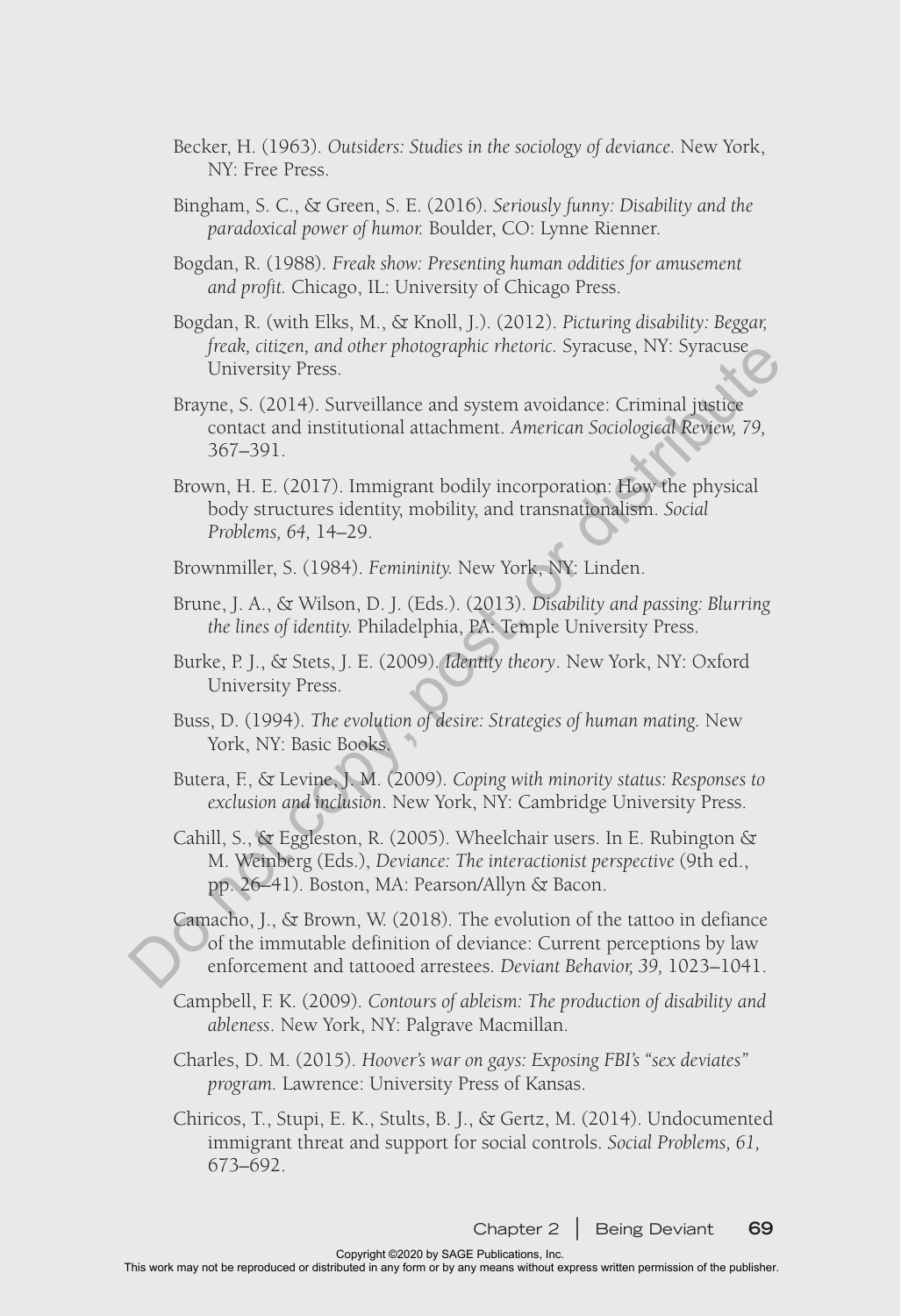Becker, H. (1963). *Outsiders: Studies in the sociology of deviance*. New York, NY: Free Press.

Bingham, S. C., & Green, S. E. (2016). *Seriously funny: Disability and the paradoxical power of humor.* Boulder, CO: Lynne Rienner.

Bogdan, R. (1988). *Freak show: Presenting human oddities for amusement and profit.* Chicago, IL: University of Chicago Press.

Bogdan, R. (with Elks, M., & Knoll, J.). (2012). *Picturing disability: Beggar, freak, citizen, and other photographic rhetoric.* Syracuse, NY: Syracuse University Press.

Brayne, S. (2014). Surveillance and system avoidance: Criminal justice contact and institutional attachment. *American Sociological Review, 79,* 367–391.

Brown, H. E. (2017). Immigrant bodily incorporation: How the physical body structures identity, mobility, and transnationalism. *Social Problems, 64,* 14–29.

Brownmiller, S. (1984). *Femininity.* New York, NY: Linden.

Brune, J. A., & Wilson, D. J. (Eds.). (2013). *Disability and passing: Blurring the lines of identity.* Philadelphia, PA: Temple University Press.

Burke, P. J., & Stets, J. E. (2009). *Identity theory*. New York, NY: Oxford University Press.

Buss, D. (1994). *The evolution of desire: Strategies of human mating.* New York, NY: Basic Books.

Butera, F., & Levine, J. M. (2009). *Coping with minority status: Responses to exclusion and inclusion*. New York, NY: Cambridge University Press.

Cahill, S., & Eggleston, R. (2005). Wheelchair users. In E. Rubington & M. Weinberg (Eds.), *Deviance: The interactionist perspective* (9th ed., pp. 26–41). Boston, MA: Pearson/Allyn & Bacon.

Camacho, J., & Brown, W. (2018). The evolution of the tattoo in defiance of the immutable definition of deviance: Current perceptions by law enforcement and tattooed arrestees. *Deviant Behavior, 39,* 1023–1041.

Campbell, F. K. (2009). *Contours of ableism: The production of disability and ableness*. New York, NY: Palgrave Macmillan.

Charles, D. M. (2015). *Hoover's war on gays: Exposing FBI's "sex deviates" program.* Lawrence: University Press of Kansas.

Chiricos, T., Stupi, E. K., Stults, B. J., & Gertz, M. (2014). Undocumented immigrant threat and support for social controls. *Social Problems, 61,* 673–692.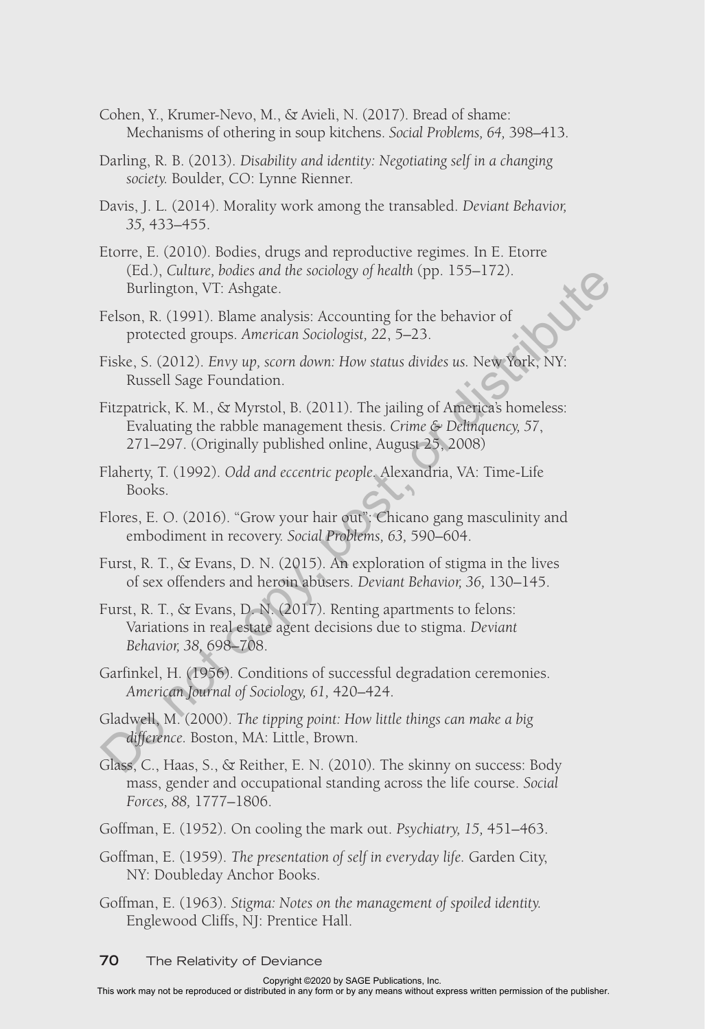Cohen, Y., Krumer-Nevo, M., & Avieli, N. (2017). Bread of shame: Mechanisms of othering in soup kitchens. *Social Problems, 64,* 398–413.

Darling, R. B. (2013). *Disability and identity: Negotiating self in a changing society.* Boulder, CO: Lynne Rienner.

Davis, J. L. (2014). Morality work among the transabled. *Deviant Behavior, 35,* 433–455.

Etorre, E. (2010). Bodies, drugs and reproductive regimes. In E. Etorre (Ed.), *Culture, bodies and the sociology of health* (pp. 155–172). Burlington, VT: Ashgate.

Felson, R. (1991). Blame analysis: Accounting for the behavior of protected groups. *American Sociologist, 22*, 5–23.

Fiske, S. (2012). *Envy up, scorn down: How status divides us.* New York, NY: Russell Sage Foundation.

Fitzpatrick, K. M., & Myrstol, B. (2011). The jailing of America's homeless: Evaluating the rabble management thesis. *Crime & Delinquency, 57*, 271–297. (Originally published online, August 25, 2008)

Flaherty, T. (1992). *Odd and eccentric people.* Alexandria, VA: Time-Life Books.

Flores, E. O. (2016). "Grow your hair out": Chicano gang masculinity and embodiment in recovery. *Social Problems, 63,* 590–604.

Furst, R. T., & Evans, D. N. (2015). An exploration of stigma in the lives of sex offenders and heroin abusers. *Deviant Behavior, 36,* 130–145.

Furst, R. T., & Evans, D. N. (2017). Renting apartments to felons: Variations in real estate agent decisions due to stigma. *Deviant Behavior, 38,* 698–708.

Garfinkel, H. (1956). Conditions of successful degradation ceremonies. *American Journal of Sociology, 61,* 420–424.

Gladwell, M. (2000). *The tipping point: How little things can make a big difference.* Boston, MA: Little, Brown.

Glass, C., Haas, S., & Reither, E. N. (2010). The skinny on success: Body mass, gender and occupational standing across the life course. *Social Forces, 88,* 1777–1806.

Goffman, E. (1952). On cooling the mark out. *Psychiatry, 15,* 451–463.

Goffman, E. (1959). *The presentation of self in everyday life.* Garden City, NY: Doubleday Anchor Books.

Goffman, E. (1963). *Stigma: Notes on the management of spoiled identity.* Englewood Cliffs, NJ: Prentice Hall.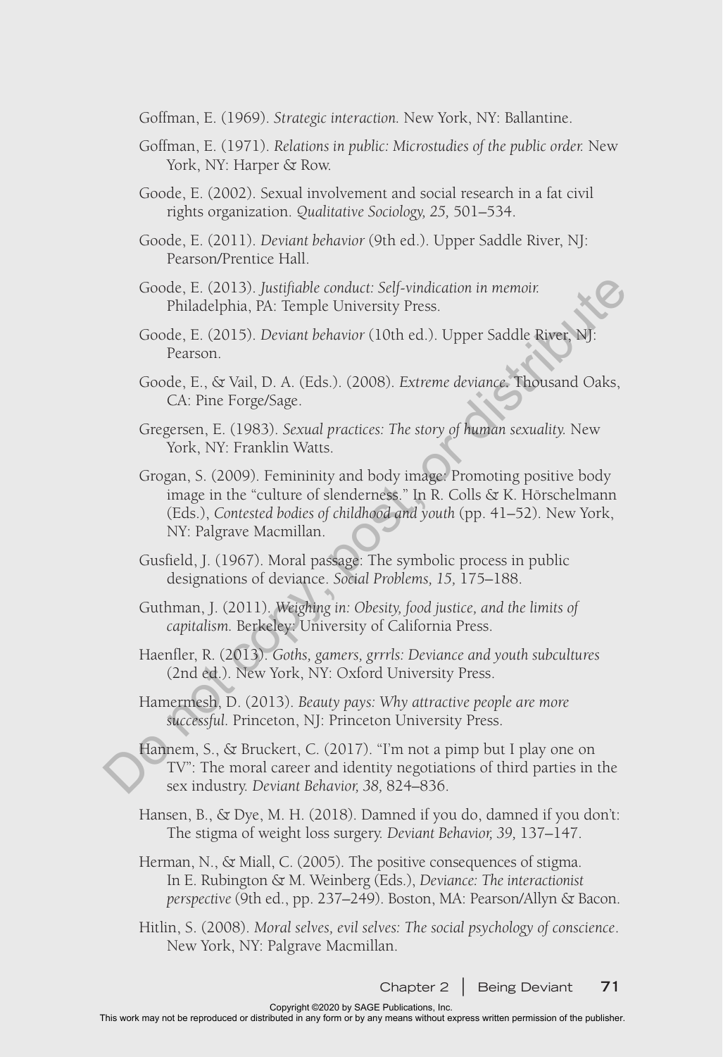Goffman, E. (1969). *Strategic interaction.* New York, NY: Ballantine.

Goffman, E. (1971). *Relations in public: Microstudies of the public order.* New York, NY: Harper & Row.

Goode, E. (2002). Sexual involvement and social research in a fat civil rights organization. *Qualitative Sociology, 25,* 501–534.

Goode, E. (2011). *Deviant behavior* (9th ed.). Upper Saddle River, NJ: Pearson/Prentice Hall.

Goode, E. (2013). *Justifiable conduct: Self-vindication in memoir.* Philadelphia, PA: Temple University Press.

Goode, E. (2015). *Deviant behavior* (10th ed.). Upper Saddle River, NJ: Pearson.

Goode, E., & Vail, D. A. (Eds.). (2008). *Extreme deviance.* Thousand Oaks, CA: Pine Forge/Sage.

Gregersen, E. (1983). *Sexual practices: The story of human sexuality.* New York, NY: Franklin Watts.

Grogan, S. (2009). Femininity and body image: Promoting positive body image in the "culture of slenderness." In R. Colls & K. Hörschelmann (Eds.), *Contested bodies of childhood and youth* (pp. 41–52). New York, NY: Palgrave Macmillan.

Gusfield, J. (1967). Moral passage: The symbolic process in public designations of deviance. *Social Problems, 15,* 175–188.

Guthman, J. (2011). *Weighing in: Obesity, food justice, and the limits of capitalism.* Berkeley: University of California Press.

Haenfler, R. (2013). *Goths, gamers, grrrls: Deviance and youth subcultures* (2nd ed.). New York, NY: Oxford University Press.

Hamermesh, D. (2013). *Beauty pays: Why attractive people are more successful.* Princeton, NJ: Princeton University Press.

Hannem, S., & Bruckert, C. (2017). "I'm not a pimp but I play one on TV": The moral career and identity negotiations of third parties in the sex industry. *Deviant Behavior, 38,* 824–836.

Hansen, B., & Dye, M. H. (2018). Damned if you do, damned if you don't: The stigma of weight loss surgery. *Deviant Behavior, 39,* 137–147.

Herman, N., & Miall, C. (2005). The positive consequences of stigma. In E. Rubington & M. Weinberg (Eds.), *Deviance: The interactionist perspective* (9th ed., pp. 237–249). Boston, MA: Pearson/Allyn & Bacon.

Hitlin, S. (2008). *Moral selves, evil selves: The social psychology of conscience*. New York, NY: Palgrave Macmillan.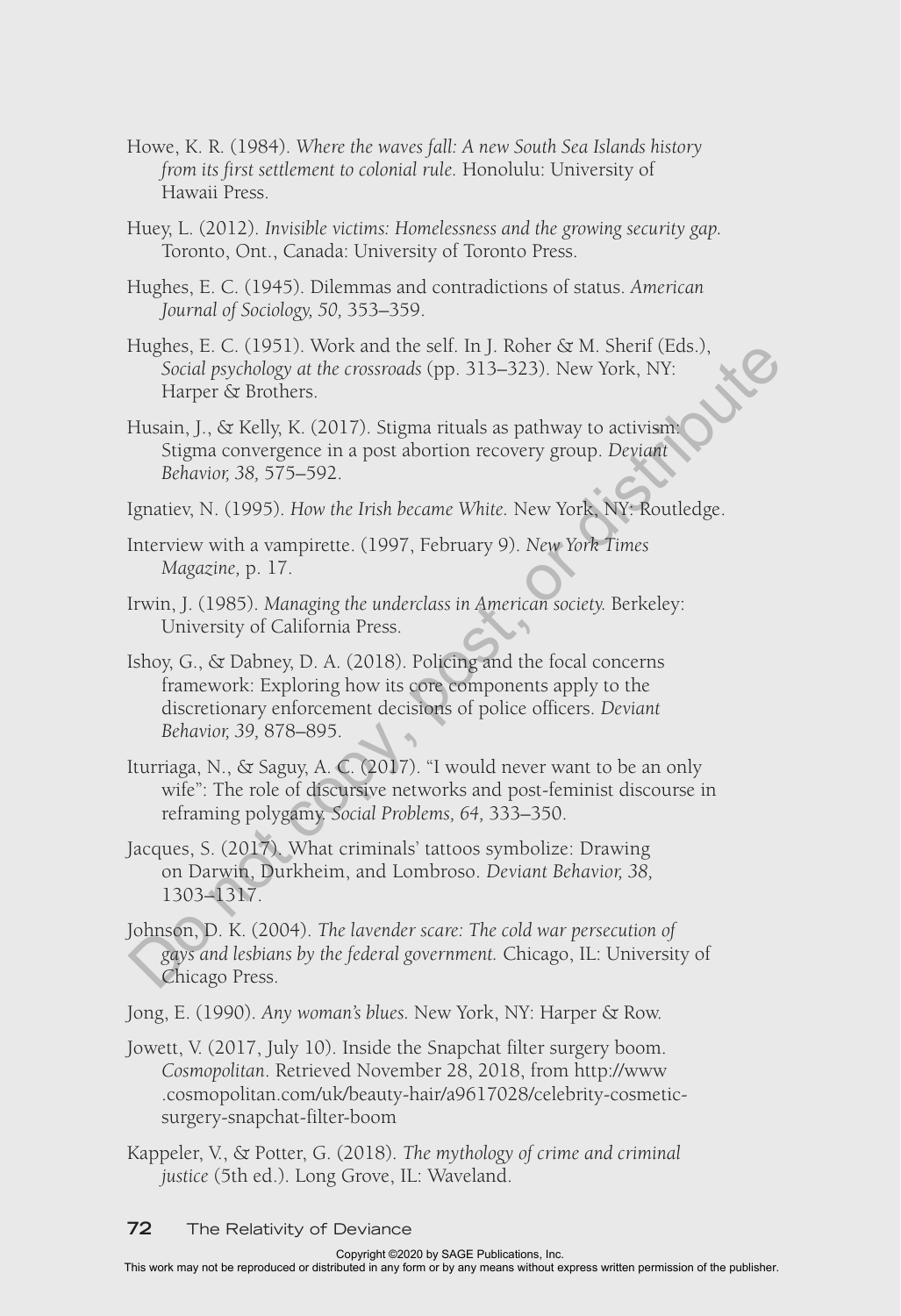Howe, K. R. (1984). *Where the waves fall: A new South Sea Islands history from its first settlement to colonial rule.* Honolulu: University of Hawaii Press.

Huey, L. (2012). *Invisible victims: Homelessness and the growing security gap.* Toronto, Ont., Canada: University of Toronto Press.

Hughes, E. C. (1945). Dilemmas and contradictions of status. *American Journal of Sociology, 50,* 353–359.

Hughes, E. C. (1951). Work and the self. In J. Roher & M. Sherif (Eds.), *Social psychology at the crossroads* (pp. 313–323). New York, NY: Harper & Brothers.

Husain, J., & Kelly, K. (2017). Stigma rituals as pathway to activism: Stigma convergence in a post abortion recovery group. *Deviant Behavior, 38,* 575–592.

Ignatiev, N. (1995). *How the Irish became White.* New York, NY: Routledge.

Interview with a vampirette. (1997, February 9). *New York Times Magazine,* p. 17.

Irwin, J. (1985). *Managing the underclass in American society.* Berkeley: University of California Press.

Ishoy, G., & Dabney, D. A. (2018). Policing and the focal concerns framework: Exploring how its core components apply to the discretionary enforcement decisions of police officers. *Deviant Behavior, 39,* 878–895.

Iturriaga, N., & Saguy, A. C. (2017). "I would never want to be an only wife": The role of discursive networks and post-feminist discourse in reframing polygamy. *Social Problems, 64,* 333–350.

Jacques, S. (2017). What criminals' tattoos symbolize: Drawing on Darwin, Durkheim, and Lombroso. *Deviant Behavior, 38,* 1303–1317.

Johnson, D. K. (2004). *The lavender scare: The cold war persecution of gays and lesbians by the federal government.* Chicago, IL: University of Chicago Press.

Jong, E. (1990). *Any woman's blues.* New York, NY: Harper & Row.

Jowett, V. (2017, July 10). Inside the Snapchat filter surgery boom. *Cosmopolitan*. Retrieved November 28, 2018, from http://www.cosmopolitan.com/uk/beauty-hair/a9617028/celebrity-cosmetic-surgery-snapchat-filter-boom

Kappeler, V., & Potter, G. (2018). *The mythology of crime and criminal justice* (5th ed.). Long Grove, IL: Waveland.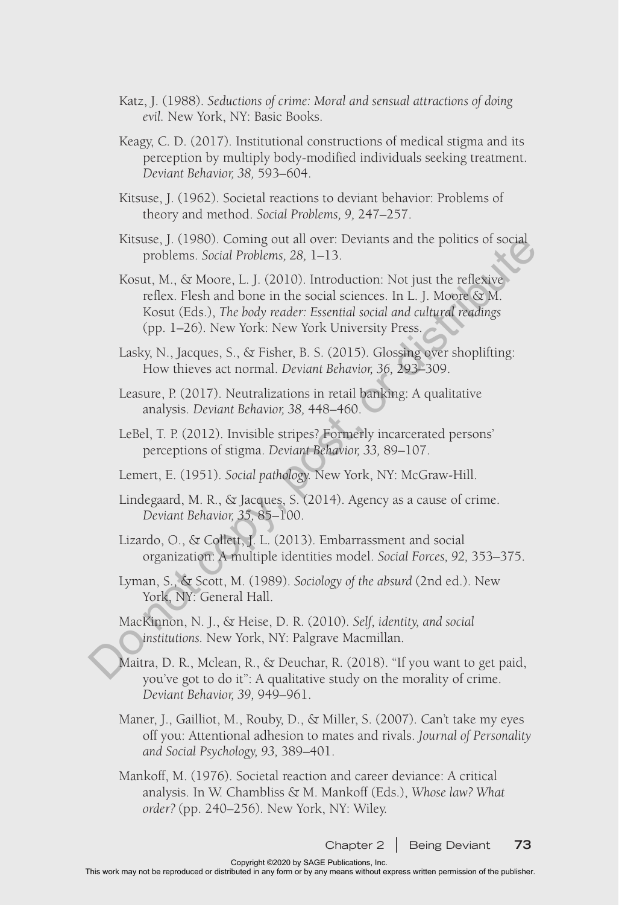Katz, J. (1988). *Seductions of crime: Moral and sensual attractions of doing evil.* New York, NY: Basic Books.

Keagy, C. D. (2017). Institutional constructions of medical stigma and its perception by multiply body-modified individuals seeking treatment. *Deviant Behavior, 38,* 593–604.

Kitsuse, J. (1962). Societal reactions to deviant behavior: Problems of theory and method. *Social Problems, 9,* 247–257.

Kitsuse, J. (1980). Coming out all over: Deviants and the politics of social problems. *Social Problems, 28,* 1–13.

Kosut, M., & Moore, L. J. (2010). Introduction: Not just the reflexive reflex. Flesh and bone in the social sciences. In L. J. Moore & M. Kosut (Eds.), *The body reader: Essential social and cultural readings* (pp. 1–26). New York: New York University Press.

Lasky, N., Jacques, S., & Fisher, B. S. (2015). Glossing over shoplifting: How thieves act normal. *Deviant Behavior, 36,* 293–309.

Leasure, P. (2017). Neutralizations in retail banking: A qualitative analysis. *Deviant Behavior, 38,* 448–460.

LeBel, T. P. (2012). Invisible stripes? Formerly incarcerated persons' perceptions of stigma. *Deviant Behavior, 33,* 89–107.

Lemert, E. (1951). *Social pathology.* New York, NY: McGraw-Hill.

Lindegaard, M. R., & Jacques, S. (2014). Agency as a cause of crime. *Deviant Behavior, 35,* 85–100.

Lizardo, O., & Collett, J. L. (2013). Embarrassment and social organization: A multiple identities model. *Social Forces, 92,* 353–375.

Lyman, S., & Scott, M. (1989). *Sociology of the absurd* (2nd ed.). New York, NY: General Hall.

MacKinnon, N. J., & Heise, D. R. (2010). *Self, identity, and social institutions.* New York, NY: Palgrave Macmillan.

Maitra, D. R., Mclean, R., & Deuchar, R. (2018). "If you want to get paid, you've got to do it": A qualitative study on the morality of crime. *Deviant Behavior, 39,* 949–961.

Maner, J., Gailliot, M., Rouby, D., & Miller, S. (2007). Can't take my eyes off you: Attentional adhesion to mates and rivals. *Journal of Personality and Social Psychology, 93,* 389–401.

Mankoff, M. (1976). Societal reaction and career deviance: A critical analysis. In W. Chambliss & M. Mankoff (Eds.), *Whose law? What order?* (pp. 240–256). New York, NY: Wiley.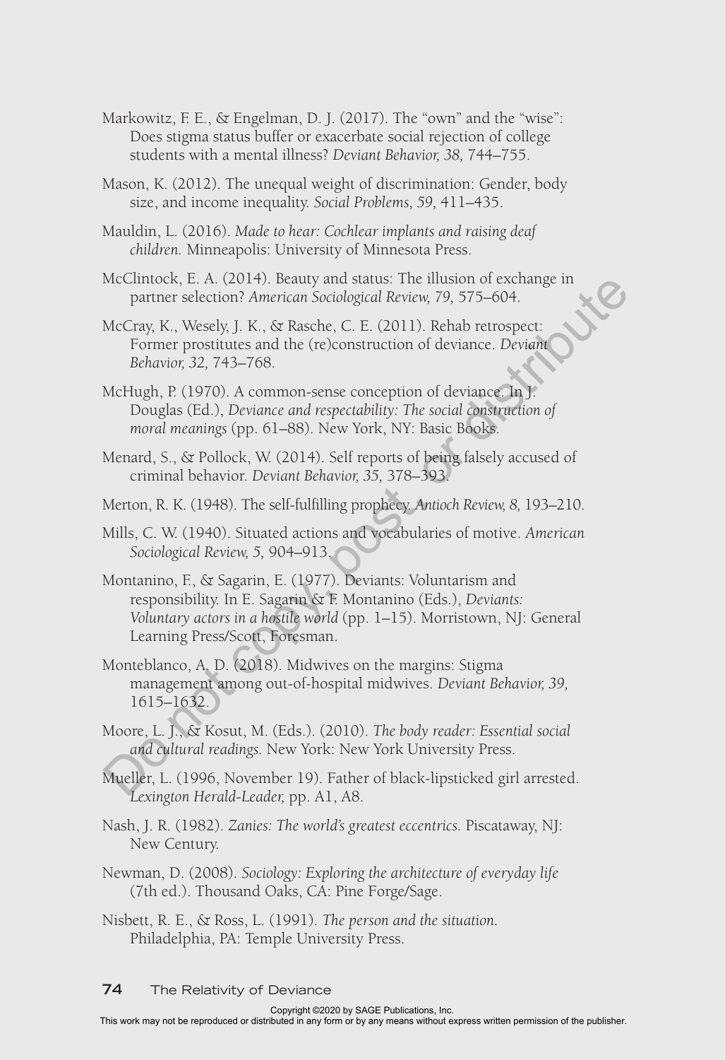Markowitz, F. E., & Engelman, D. J. (2017). The "own" and the "wise": Does stigma status buffer or exacerbate social rejection of college students with a mental illness? *Deviant Behavior, 38,* 744–755.

Mason, K. (2012). The unequal weight of discrimination: Gender, body size, and income inequality. *Social Problems, 59,* 411–435.

Mauldin, L. (2016). *Made to hear: Cochlear implants and raising deaf children.* Minneapolis: University of Minnesota Press.

McClintock, E. A. (2014). Beauty and status: The illusion of exchange in partner selection? *American Sociological Review, 79,* 575–604.

McCray, K., Wesely, J. K., & Rasche, C. E. (2011). Rehab retrospect: Former prostitutes and the (re)construction of deviance. *Deviant Behavior, 32,* 743–768.

McHugh, P. (1970). A common-sense conception of deviance. In J. Douglas (Ed.), *Deviance and respectability: The social construction of moral meanings* (pp. 61–88). New York, NY: Basic Books.

Menard, S., & Pollock, W. (2014). Self reports of being falsely accused of criminal behavior. *Deviant Behavior, 35,* 378–393.

Merton, R. K. (1948). The self-fulfilling prophecy. *Antioch Review, 8,* 193–210.

Mills, C. W. (1940). Situated actions and vocabularies of motive. *American Sociological Review, 5,* 904–913.

Montanino, F., & Sagarin, E. (1977). Deviants: Voluntarism and responsibility. In E. Sagarin & F. Montanino (Eds.), *Deviants: Voluntary actors in a hostile world* (pp. 1–15). Morristown, NJ: General Learning Press/Scott, Foresman.

Monteblanco, A. D. (2018). Midwives on the margins: Stigma management among out-of-hospital midwives. *Deviant Behavior, 39,* 1615–1632.

Moore, L. J., & Kosut, M. (Eds.). (2010). *The body reader: Essential social and cultural readings.* New York: New York University Press.

Mueller, L. (1996, November 19). Father of black-lipsticked girl arrested. *Lexington Herald-Leader,* pp. A1, A8.

Nash, J. R. (1982). *Zanies: The world's greatest eccentrics.* Piscataway, NJ: New Century.

Newman, D. (2008). *Sociology: Exploring the architecture of everyday life* (7th ed.). Thousand Oaks, CA: Pine Forge/Sage.

Nisbett, R. E., & Ross, L. (1991). *The person and the situation.* Philadelphia, PA: Temple University Press.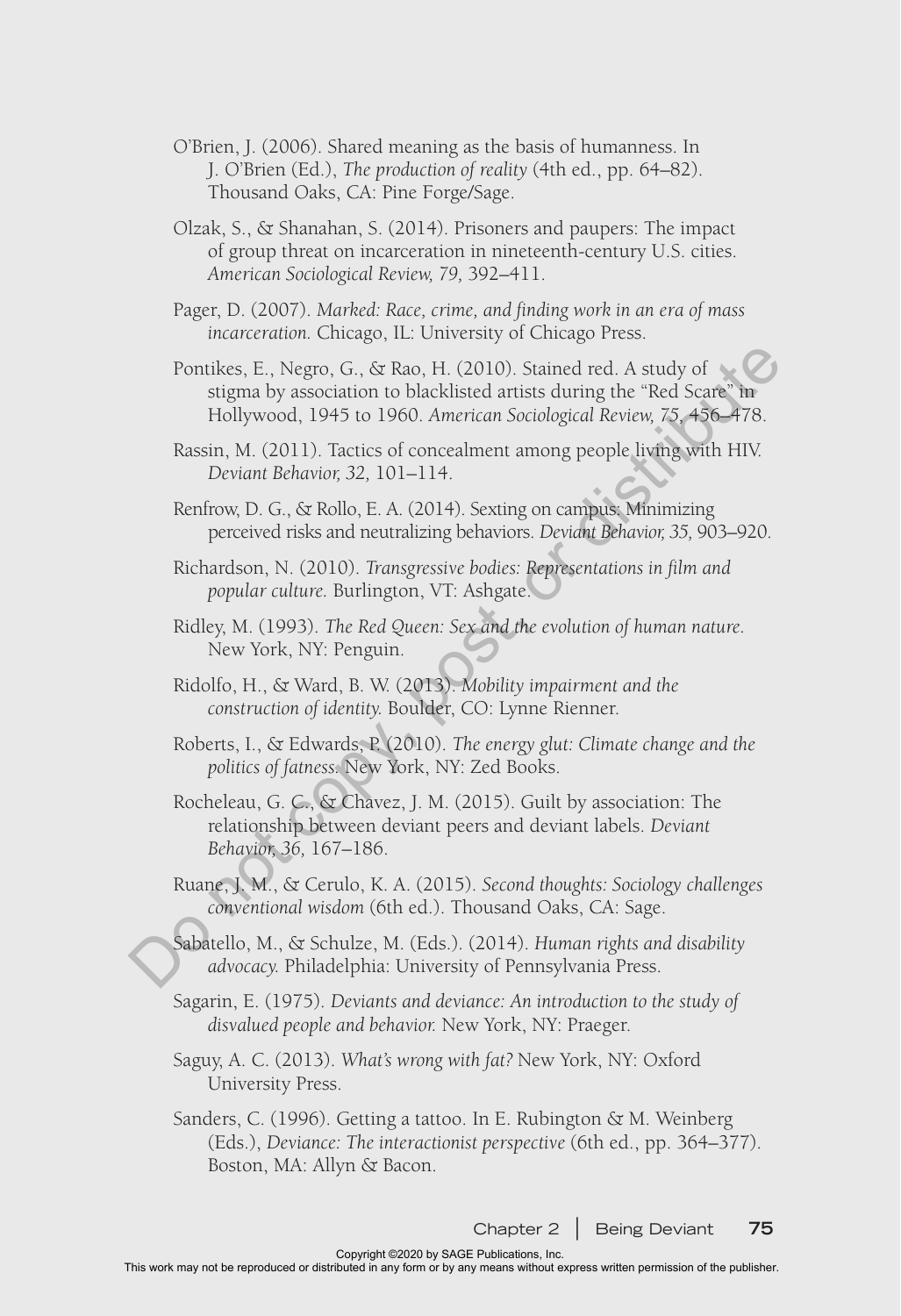O'Brien, J. (2006). Shared meaning as the basis of humanness. In J. O'Brien (Ed.), *The production of reality* (4th ed., pp. 64–82). Thousand Oaks, CA: Pine Forge/Sage.

Olzak, S., & Shanahan, S. (2014). Prisoners and paupers: The impact of group threat on incarceration in nineteenth-century U.S. cities. *American Sociological Review, 79,* 392–411.

Pager, D. (2007). *Marked: Race, crime, and finding work in an era of mass incarceration.* Chicago, IL: University of Chicago Press.

Pontikes, E., Negro, G., & Rao, H. (2010). Stained red. A study of stigma by association to blacklisted artists during the "Red Scare" in Hollywood, 1945 to 1960. *American Sociological Review, 75,* 456–478.

Rassin, M. (2011). Tactics of concealment among people living with HIV. *Deviant Behavior, 32,* 101–114.

Renfrow, D. G., & Rollo, E. A. (2014). Sexting on campus: Minimizing perceived risks and neutralizing behaviors. *Deviant Behavior, 35,* 903–920.

Richardson, N. (2010). *Transgressive bodies: Representations in film and popular culture.* Burlington, VT: Ashgate.

Ridley, M. (1993). *The Red Queen: Sex and the evolution of human nature.* New York, NY: Penguin.

Ridolfo, H., & Ward, B. W. (2013). *Mobility impairment and the construction of identity.* Boulder, CO: Lynne Rienner.

Roberts, I., & Edwards, P. (2010). *The energy glut: Climate change and the politics of fatness.* New York, NY: Zed Books.

Rocheleau, G. C., & Chavez, J. M. (2015). Guilt by association: The relationship between deviant peers and deviant labels. *Deviant Behavior, 36,* 167–186.

Ruane, J. M., & Cerulo, K. A. (2015). *Second thoughts: Sociology challenges conventional wisdom* (6th ed.). Thousand Oaks, CA: Sage.

Sabatello, M., & Schulze, M. (Eds.). (2014). *Human rights and disability advocacy.* Philadelphia: University of Pennsylvania Press.

Sagarin, E. (1975). *Deviants and deviance: An introduction to the study of disvalued people and behavior.* New York, NY: Praeger.

Saguy, A. C. (2013). *What's wrong with fat?* New York, NY: Oxford University Press.

Sanders, C. (1996). Getting a tattoo. In E. Rubington & M. Weinberg (Eds.), *Deviance: The interactionist perspective* (6th ed., pp. 364–377). Boston, MA: Allyn & Bacon.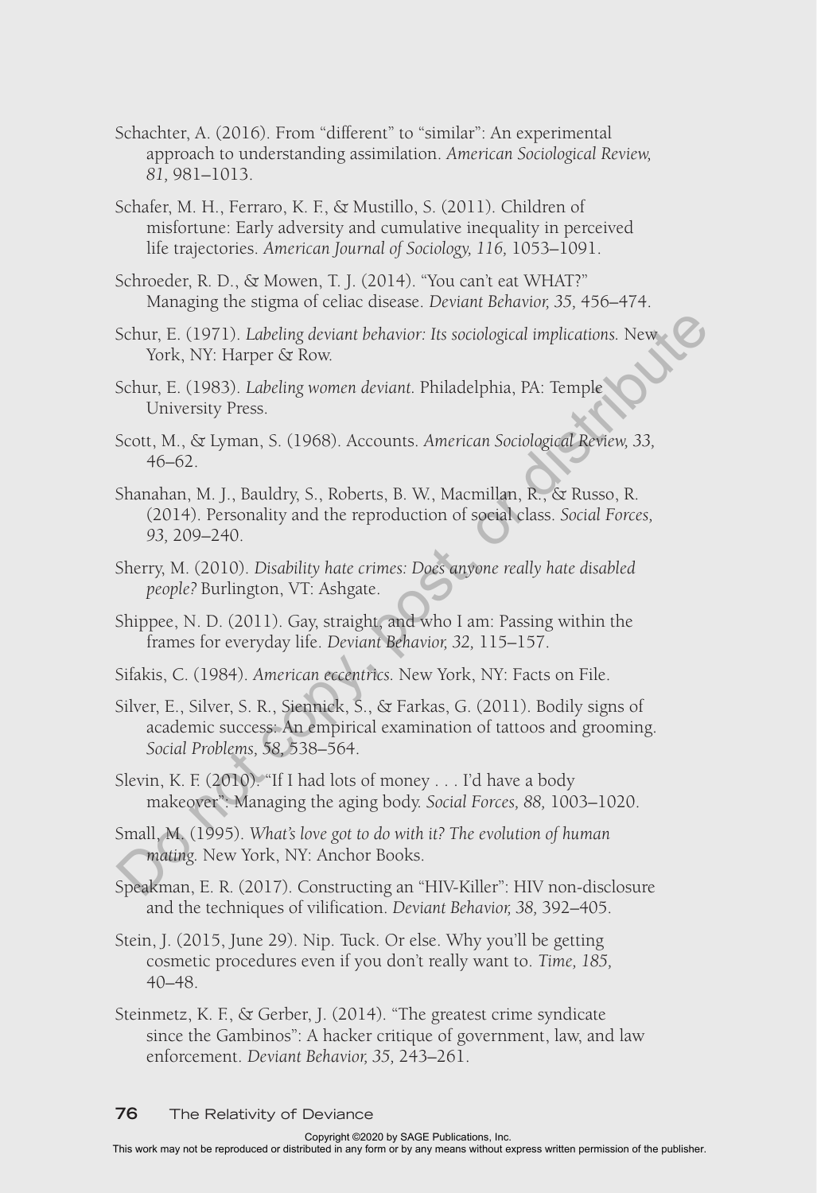Schachter, A. (2016). From "different" to "similar": An experimental approach to understanding assimilation. *American Sociological Review, 81,* 981–1013.

Schafer, M. H., Ferraro, K. F., & Mustillo, S. (2011). Children of misfortune: Early adversity and cumulative inequality in perceived life trajectories. *American Journal of Sociology, 116,* 1053–1091.

Schroeder, R. D., & Mowen, T. J. (2014). "You can't eat WHAT?" Managing the stigma of celiac disease. *Deviant Behavior, 35,* 456–474.

Schur, E. (1971). *Labeling deviant behavior: Its sociological implications.* New York, NY: Harper & Row.

Schur, E. (1983). *Labeling women deviant.* Philadelphia, PA: Temple University Press.

Scott, M., & Lyman, S. (1968). Accounts. *American Sociological Review, 33,* 46–62.

Shanahan, M. J., Bauldry, S., Roberts, B. W., Macmillan, R., & Russo, R. (2014). Personality and the reproduction of social class. *Social Forces, 93,* 209–240.

Sherry, M. (2010). *Disability hate crimes: Does anyone really hate disabled people?* Burlington, VT: Ashgate.

Shippee, N. D. (2011). Gay, straight, and who I am: Passing within the frames for everyday life. *Deviant Behavior, 32,* 115–157.

Sifakis, C. (1984). *American eccentrics.* New York, NY: Facts on File.

Silver, E., Silver, S. R., Siennick, S., & Farkas, G. (2011). Bodily signs of academic success: An empirical examination of tattoos and grooming. *Social Problems, 58,* 538–564.

Slevin, K. F. (2010). "If I had lots of money . . . I'd have a body makeover": Managing the aging body. *Social Forces, 88,* 1003–1020.

Small, M. (1995). *What's love got to do with it? The evolution of human mating.* New York, NY: Anchor Books.

Speakman, E. R. (2017). Constructing an "HIV-Killer": HIV non-disclosure and the techniques of vilification. *Deviant Behavior, 38,* 392–405.

Stein, J. (2015, June 29). Nip. Tuck. Or else. Why you'll be getting cosmetic procedures even if you don't really want to. *Time, 185,* 40–48.

Steinmetz, K. F., & Gerber, J. (2014). "The greatest crime syndicate since the Gambinos": A hacker critique of government, law, and law enforcement. *Deviant Behavior, 35,* 243–261.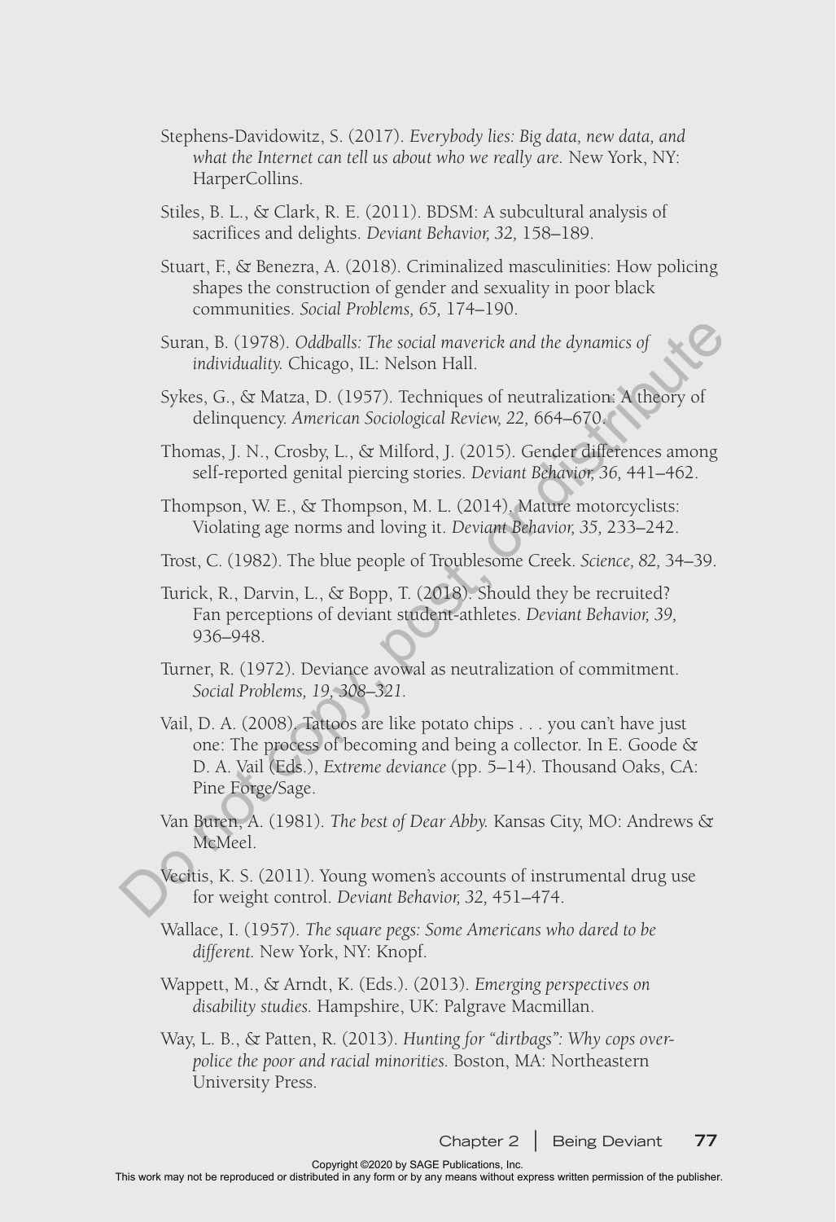Stephens-Davidowitz, S. (2017). *Everybody lies: Big data, new data, and what the Internet can tell us about who we really are.* New York, NY: HarperCollins.

Stiles, B. L., & Clark, R. E. (2011). BDSM: A subcultural analysis of sacrifices and delights. *Deviant Behavior, 32,* 158–189.

Stuart, F., & Benezra, A. (2018). Criminalized masculinities: How policing shapes the construction of gender and sexuality in poor black communities. *Social Problems, 65,* 174–190.

Suran, B. (1978). *Oddballs: The social maverick and the dynamics of individuality.* Chicago, IL: Nelson Hall.

Sykes, G., & Matza, D. (1957). Techniques of neutralization: A theory of delinquency. *American Sociological Review, 22,* 664–670.

Thomas, J. N., Crosby, L., & Milford, J. (2015). Gender differences among self-reported genital piercing stories. *Deviant Behavior, 36,* 441–462.

Thompson, W. E., & Thompson, M. L. (2014). Mature motorcyclists: Violating age norms and loving it. *Deviant Behavior, 35,* 233–242.

Trost, C. (1982). The blue people of Troublesome Creek. *Science, 82,* 34–39.

Turick, R., Darvin, L., & Bopp, T. (2018). Should they be recruited? Fan perceptions of deviant student-athletes. *Deviant Behavior, 39,* 936–948.

Turner, R. (1972). Deviance avowal as neutralization of commitment. *Social Problems, 19,* 308–321.

Vail, D. A. (2008). Tattoos are like potato chips . . . you can't have just one: The process of becoming and being a collector. In E. Goode & D. A. Vail (Eds.), *Extreme deviance* (pp. 5–14). Thousand Oaks, CA: Pine Forge/Sage.

Van Buren, A. (1981). *The best of Dear Abby.* Kansas City, MO: Andrews & McMeel.

Vecitis, K. S. (2011). Young women's accounts of instrumental drug use for weight control. *Deviant Behavior, 32,* 451–474.

Wallace, I. (1957). *The square pegs: Some Americans who dared to be different.* New York, NY: Knopf.

Wappett, M., & Arndt, K. (Eds.). (2013). *Emerging perspectives on disability studies.* Hampshire, UK: Palgrave Macmillan.

Way, L. B., & Patten, R. (2013). *Hunting for "dirtbags": Why cops over-police the poor and racial minorities.* Boston, MA: Northeastern University Press.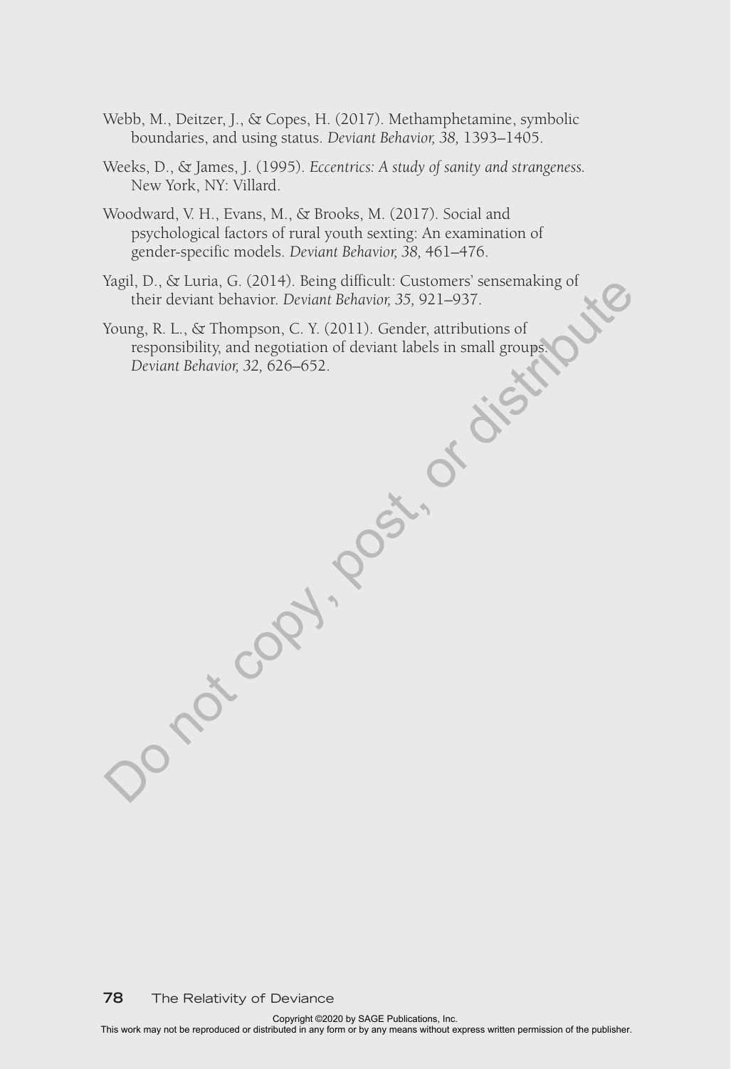Webb, M., Deitzer, J., & Copes, H. (2017). Methamphetamine, symbolic boundaries, and using status. *Deviant Behavior, 38,* 1393–1405.

Weeks, D., & James, J. (1995). *Eccentrics: A study of sanity and strangeness.* New York, NY: Villard.

Woodward, V. H., Evans, M., & Brooks, M. (2017). Social and psychological factors of rural youth sexting: An examination of gender-specific models. *Deviant Behavior, 38,* 461–476.

Yagil, D., & Luria, G. (2014). Being difficult: Customers' sensemaking of their deviant behavior. *Deviant Behavior, 35,* 921–937.

Young, R. L., & Thompson, C. Y. (2011). Gender, attributions of responsibility, and negotiation of deviant labels in small groups. *Deviant Behavior, 32,* 626–652.